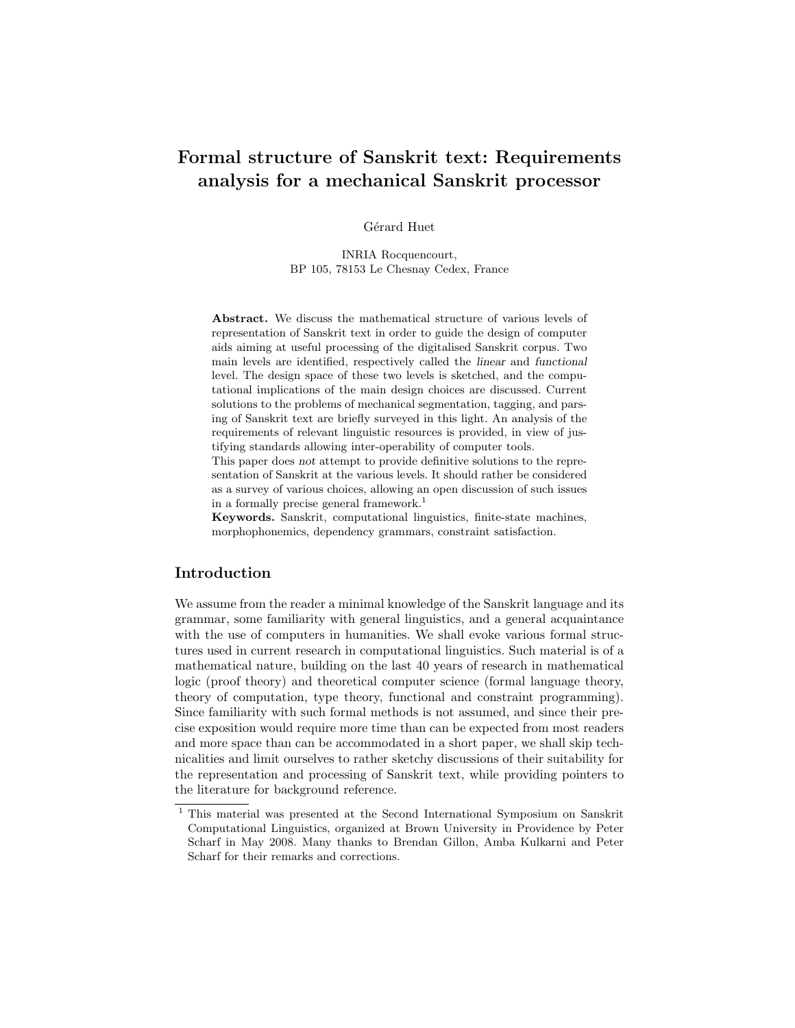# Formal structure of Sanskrit text: Requirements analysis for a mechanical Sanskrit processor

Gérard Huet

INRIA Rocquencourt,
BP 105, 78153 Le Chesnay Cedex, France

**Abstract.** We discuss the mathematical structure of various levels of representation of Sanskrit text in order to guide the design of computer aids aiming at useful processing of the digitalised Sanskrit corpus. Two main levels are identified, respectively called the *linear* and *functional* level. The design space of these two levels is sketched, and the computational implications of the main design choices are discussed. Current solutions to the problems of mechanical segmentation, tagging, and parsing of Sanskrit text are briefly surveyed in this light. An analysis of the requirements of relevant linguistic resources is provided, in view of justifying standards allowing inter-operability of computer tools.
This paper does *not* attempt to provide definitive solutions to the representation of Sanskrit at the various levels. It should rather be considered as a survey of various choices, allowing an open discussion of such issues in a formally precise general framework.[1]

**Keywords.** Sanskrit, computational linguistics, finite-state machines, morphophonemics, dependency grammars, constraint satisfaction.

## Introduction

We assume from the reader a minimal knowledge of the Sanskrit language and its grammar, some familiarity with general linguistics, and a general acquaintance with the use of computers in humanities. We shall evoke various formal structures used in current research in computational linguistics. Such material is of a mathematical nature, building on the last 40 years of research in mathematical logic (proof theory) and theoretical computer science (formal language theory, theory of computation, type theory, functional and constraint programming). Since familiarity with such formal methods is not assumed, and since their precise exposition would require more time than can be expected from most readers and more space than can be accommodated in a short paper, we shall skip technicalities and limit ourselves to rather sketchy discussions of their suitability for the representation and processing of Sanskrit text, while providing pointers to the literature for background reference.

[1] This material was presented at the Second International Symposium on Sanskrit Computational Linguistics, organized at Brown University in Providence by Peter Scharf in May 2008. Many thanks to Brendan Gillon, Amba Kulkarni and Peter Scharf for their remarks and corrections.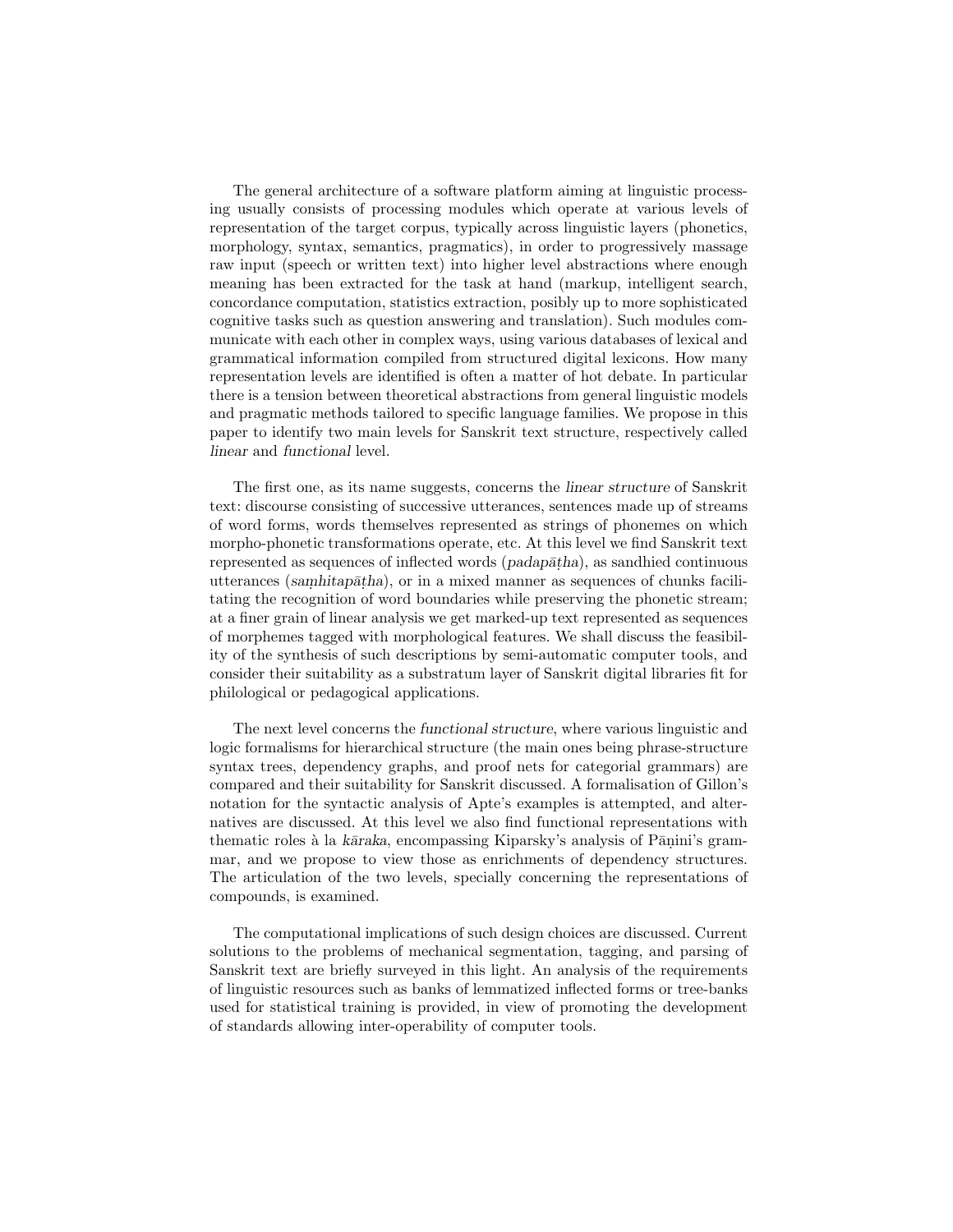The general architecture of a software platform aiming at linguistic processing usually consists of processing modules which operate at various levels of representation of the target corpus, typically across linguistic layers (phonetics, morphology, syntax, semantics, pragmatics), in order to progressively massage raw input (speech or written text) into higher level abstractions where enough meaning has been extracted for the task at hand (markup, intelligent search, concordance computation, statistics extraction, posibly up to more sophisticated cognitive tasks such as question answering and translation). Such modules communicate with each other in complex ways, using various databases of lexical and grammatical information compiled from structured digital lexicons. How many representation levels are identified is often a matter of hot debate. In particular there is a tension between theoretical abstractions from general linguistic models and pragmatic methods tailored to specific language families. We propose in this paper to identify two main levels for Sanskrit text structure, respectively called *linear* and *functional* level.

The first one, as its name suggests, concerns the *linear structure* of Sanskrit text: discourse consisting of successive utterances, sentences made up of streams of word forms, words themselves represented as strings of phonemes on which morpho-phonetic transformations operate, etc. At this level we find Sanskrit text represented as sequences of inflected words (*padapāṭha*), as sandhied continuous utterances (*saṃhitapāṭha*), or in a mixed manner as sequences of chunks facilitating the recognition of word boundaries while preserving the phonetic stream; at a finer grain of linear analysis we get marked-up text represented as sequences of morphemes tagged with morphological features. We shall discuss the feasibility of the synthesis of such descriptions by semi-automatic computer tools, and consider their suitability as a substratum layer of Sanskrit digital libraries fit for philological or pedagogical applications.

The next level concerns the *functional structure*, where various linguistic and logic formalisms for hierarchical structure (the main ones being phrase-structure syntax trees, dependency graphs, and proof nets for categorial grammars) are compared and their suitability for Sanskrit discussed. A formalisation of Gillon's notation for the syntactic analysis of Apte's examples is attempted, and alternatives are discussed. At this level we also find functional representations with thematic roles à la *kāraka*, encompassing Kiparsky's analysis of Pāṇini's grammar, and we propose to view those as enrichments of dependency structures. The articulation of the two levels, specially concerning the representations of compounds, is examined.

The computational implications of such design choices are discussed. Current solutions to the problems of mechanical segmentation, tagging, and parsing of Sanskrit text are briefly surveyed in this light. An analysis of the requirements of linguistic resources such as banks of lemmatized inflected forms or tree-banks used for statistical training is provided, in view of promoting the development of standards allowing inter-operability of computer tools.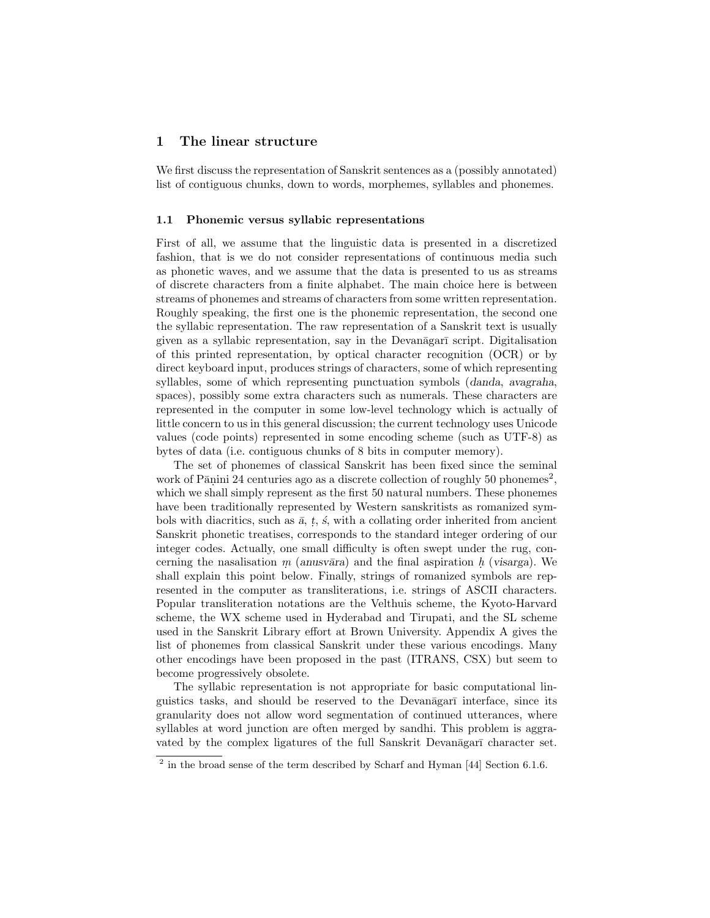# 1 The linear structure

We first discuss the representation of Sanskrit sentences as a (possibly annotated) list of contiguous chunks, down to words, morphemes, syllables and phonemes.

## 1.1 Phonemic versus syllabic representations

First of all, we assume that the linguistic data is presented in a discretized fashion, that is we do not consider representations of continuous media such as phonetic waves, and we assume that the data is presented to us as streams of discrete characters from a finite alphabet. The main choice here is between streams of phonemes and streams of characters from some written representation. Roughly speaking, the first one is the phonemic representation, the second one the syllabic representation. The raw representation of a Sanskrit text is usually given as a syllabic representation, say in the Devanāgarī script. Digitalisation of this printed representation, by optical character recognition (OCR) or by direct keyboard input, produces strings of characters, some of which representing syllables, some of which representing punctuation symbols (*danda*, *avagraha*, spaces), possibly some extra characters such as numerals. These characters are represented in the computer in some low-level technology which is actually of little concern to us in this general discussion; the current technology uses Unicode values (code points) represented in some encoding scheme (such as UTF-8) as bytes of data (i.e. contiguous chunks of 8 bits in computer memory).

The set of phonemes of classical Sanskrit has been fixed since the seminal work of Pāṇini 24 centuries ago as a discrete collection of roughly 50 phonemes[2], which we shall simply represent as the first 50 natural numbers. These phonemes have been traditionally represented by Western sanskritists as romanized symbols with diacritics, such as ā, ṭ, ś, with a collating order inherited from ancient Sanskrit phonetic treatises, corresponds to the standard integer ordering of our integer codes. Actually, one small difficulty is often swept under the rug, concerning the nasalisation ṃ (*anusvāra*) and the final aspiration ḥ (*visarga*). We shall explain this point below. Finally, strings of romanized symbols are represented in the computer as transliterations, i.e. strings of ASCII characters. Popular transliteration notations are the Velthuis scheme, the Kyoto-Harvard scheme, the WX scheme used in Hyderabad and Tirupati, and the SL scheme used in the Sanskrit Library effort at Brown University. Appendix A gives the list of phonemes from classical Sanskrit under these various encodings. Many other encodings have been proposed in the past (ITRANS, CSX) but seem to become progressively obsolete.

The syllabic representation is not appropriate for basic computational linguistics tasks, and should be reserved to the Devanāgarī interface, since its granularity does not allow word segmentation of continued utterances, where syllables at word junction are often merged by sandhi. This problem is aggravated by the complex ligatures of the full Sanskrit Devanāgarī character set.

[2] in the broad sense of the term described by Scharf and Hyman [44] Section 6.1.6.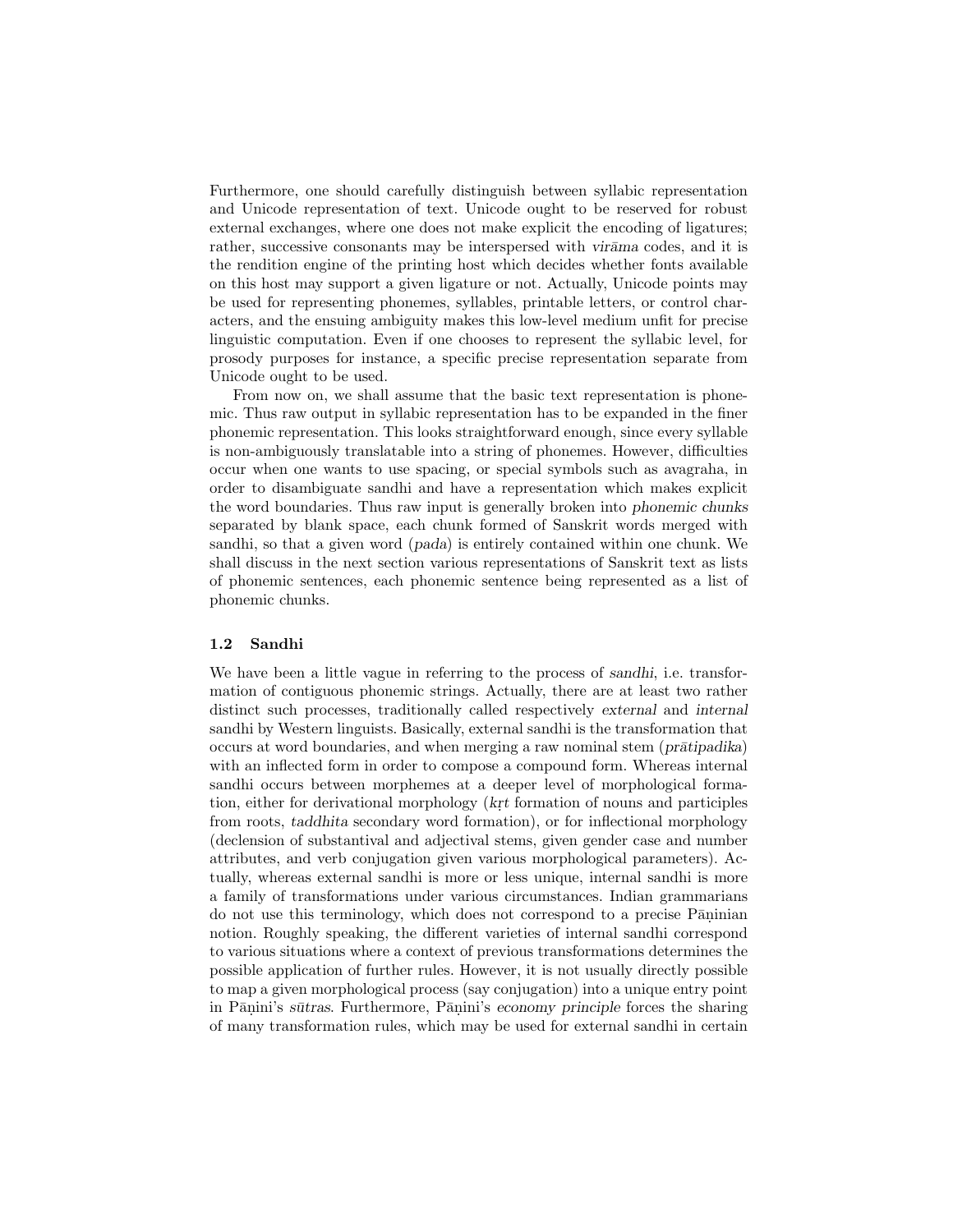Furthermore, one should carefully distinguish between syllabic representation and Unicode representation of text. Unicode ought to be reserved for robust external exchanges, where one does not make explicit the encoding of ligatures; rather, successive consonants may be interspersed with *virāma* codes, and it is the rendition engine of the printing host which decides whether fonts available on this host may support a given ligature or not. Actually, Unicode points may be used for representing phonemes, syllables, printable letters, or control characters, and the ensuing ambiguity makes this low-level medium unfit for precise linguistic computation. Even if one chooses to represent the syllabic level, for prosody purposes for instance, a specific precise representation separate from Unicode ought to be used.

From now on, we shall assume that the basic text representation is phonemic. Thus raw output in syllabic representation has to be expanded in the finer phonemic representation. This looks straightforward enough, since every syllable is non-ambiguously translatable into a string of phonemes. However, difficulties occur when one wants to use spacing, or special symbols such as avagraha, in order to disambiguate sandhi and have a representation which makes explicit the word boundaries. Thus raw input is generally broken into *phonemic chunks* separated by blank space, each chunk formed of Sanskrit words merged with sandhi, so that a given word (*pada*) is entirely contained within one chunk. We shall discuss in the next section various representations of Sanskrit text as lists of phonemic sentences, each phonemic sentence being represented as a list of phonemic chunks.

### 1.2 Sandhi

We have been a little vague in referring to the process of *sandhi*, i.e. transformation of contiguous phonemic strings. Actually, there are at least two rather distinct such processes, traditionally called respectively *external* and *internal* sandhi by Western linguists. Basically, external sandhi is the transformation that occurs at word boundaries, and when merging a raw nominal stem (*prātipadika*) with an inflected form in order to compose a compound form. Whereas internal sandhi occurs between morphemes at a deeper level of morphological formation, either for derivational morphology (*kṛt* formation of nouns and participles from roots, *taddhita* secondary word formation), or for inflectional morphology (declension of substantival and adjectival stems, given gender case and number attributes, and verb conjugation given various morphological parameters). Actually, whereas external sandhi is more or less unique, internal sandhi is more a family of transformations under various circumstances. Indian grammarians do not use this terminology, which does not correspond to a precise Pāṇinian notion. Roughly speaking, the different varieties of internal sandhi correspond to various situations where a context of previous transformations determines the possible application of further rules. However, it is not usually directly possible to map a given morphological process (say conjugation) into a unique entry point in Pāṇini's *sūtras*. Furthermore, Pāṇini's *economy principle* forces the sharing of many transformation rules, which may be used for external sandhi in certain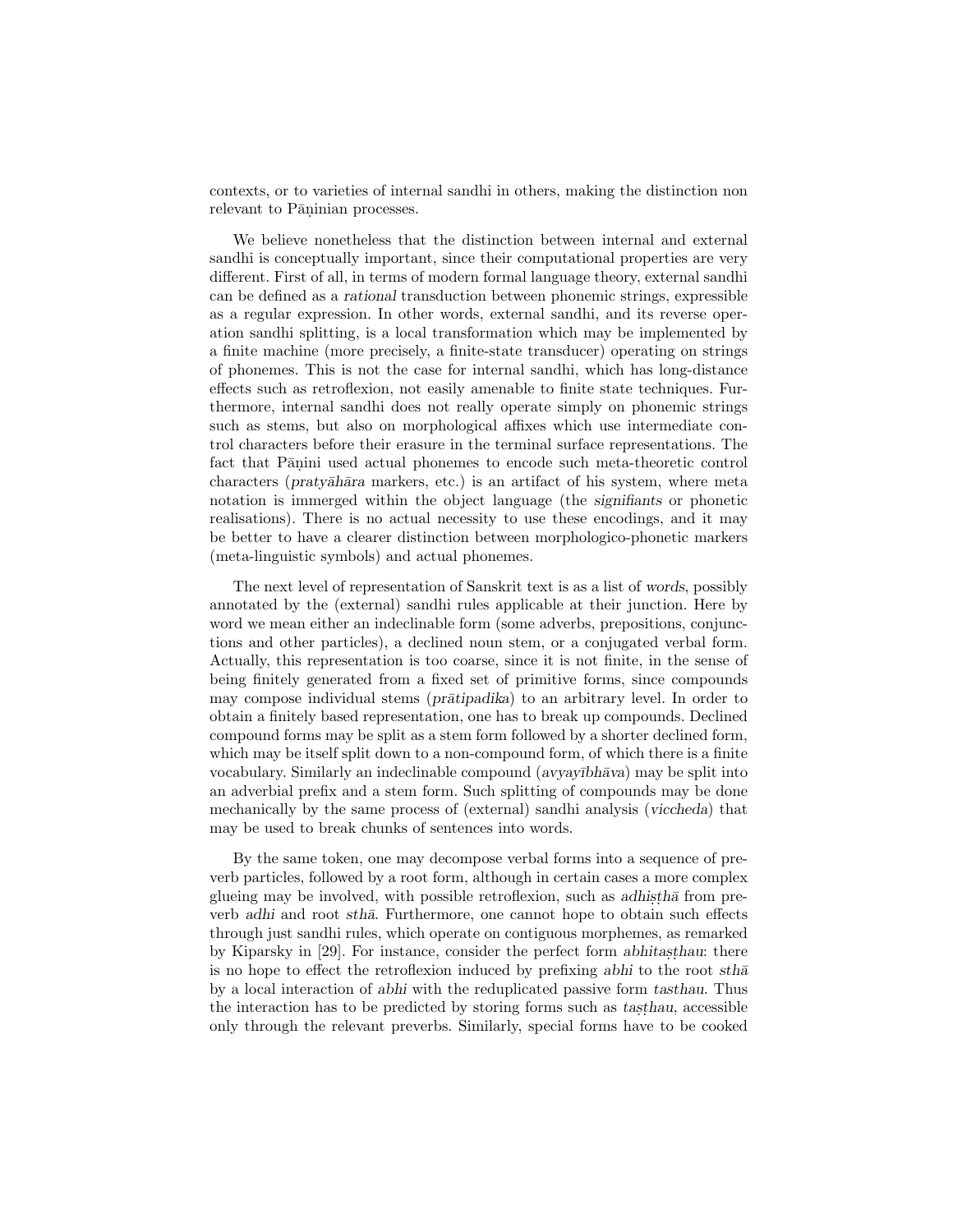contexts, or to varieties of internal sandhi in others, making the distinction non relevant to Pāṇinian processes.

We believe nonetheless that the distinction between internal and external sandhi is conceptually important, since their computational properties are very different. First of all, in terms of modern formal language theory, external sandhi can be defined as a *rational* transduction between phonemic strings, expressible as a regular expression. In other words, external sandhi, and its reverse operation sandhi splitting, is a local transformation which may be implemented by a finite machine (more precisely, a finite-state transducer) operating on strings of phonemes. This is not the case for internal sandhi, which has long-distance effects such as retroflexion, not easily amenable to finite state techniques. Furthermore, internal sandhi does not really operate simply on phonemic strings such as stems, but also on morphological affixes which use intermediate control characters before their erasure in the terminal surface representations. The fact that Pāṇini used actual phonemes to encode such meta-theoretic control characters (*pratyāhāra* markers, etc.) is an artifact of his system, where meta notation is immerged within the object language (the *signifiants* or phonetic realisations). There is no actual necessity to use these encodings, and it may be better to have a clearer distinction between morphologico-phonetic markers (meta-linguistic symbols) and actual phonemes.

The next level of representation of Sanskrit text is as a list of *words*, possibly annotated by the (external) sandhi rules applicable at their junction. Here by word we mean either an indeclinable form (some adverbs, prepositions, conjunctions and other particles), a declined noun stem, or a conjugated verbal form. Actually, this representation is too coarse, since it is not finite, in the sense of being finitely generated from a fixed set of primitive forms, since compounds may compose individual stems (*prātipadika*) to an arbitrary level. In order to obtain a finitely based representation, one has to break up compounds. Declined compound forms may be split as a stem form followed by a shorter declined form, which may be itself split down to a non-compound form, of which there is a finite vocabulary. Similarly an indeclinable compound (*avyayībhāva*) may be split into an adverbial prefix and a stem form. Such splitting of compounds may be done mechanically by the same process of (external) sandhi analysis (*viccheda*) that may be used to break chunks of sentences into words.

By the same token, one may decompose verbal forms into a sequence of preverb particles, followed by a root form, although in certain cases a more complex glueing may be involved, with possible retroflexion, such as *adhiṣṭhā* from preverb *adhi* and root *sthā*. Furthermore, one cannot hope to obtain such effects through just sandhi rules, which operate on contiguous morphemes, as remarked by Kiparsky in [29]. For instance, consider the perfect form *abhitaṣṭhau*: there is no hope to effect the retroflexion induced by prefixing *abhi* to the root *sthā* by a local interaction of *abhi* with the reduplicated passive form *tasthau*. Thus the interaction has to be predicted by storing forms such as *taṣṭhau*, accessible only through the relevant preverbs. Similarly, special forms have to be cooked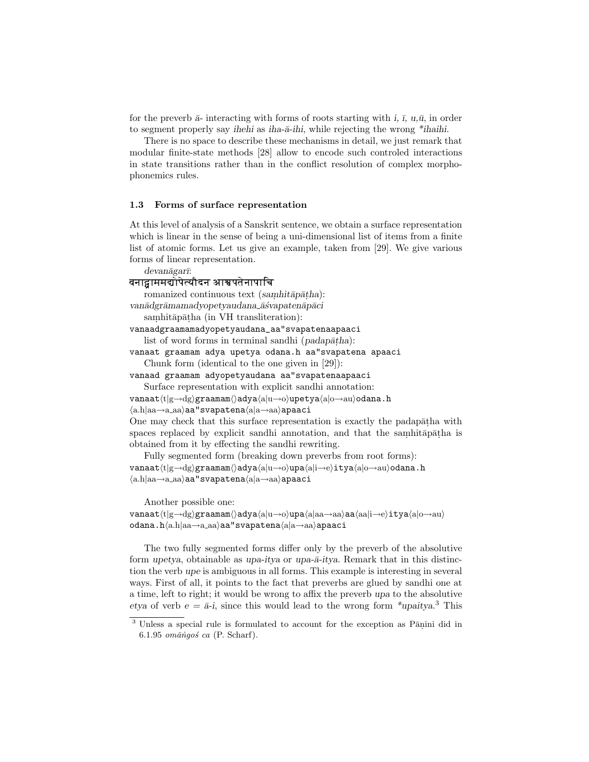for the preverb *ā-* interacting with forms of roots starting with *i, ī, u,ū*, in order to segment properly say *ihehi* as *iha-ā-ihi*, while rejecting the wrong *\*ihaihi*.

There is no space to describe these mechanisms in detail, we just remark that modular finite-state methods [28] allow to encode such controled interactions in state transitions rather than in the conflict resolution of complex morphophonemics rules.

### 1.3 Forms of surface representation

At this level of analysis of a Sanskrit sentence, we obtain a surface representation which is linear in the sense of being a uni-dimensional list of items from a finite list of atomic forms. Let us give an example, taken from [29]. We give various forms of linear representation.

*devanāgarī*:

वनाद्ग्राममद्योपेत्यौदन आश्वपतेनापाचि

romanized continuous text (*saṃhitāpāṭha*):

*vanādgrāmamadyopetyaudana_āśvapatenāpāci*

saṃhitāpāṭha (in VH transliteration):

`vanaadgraamamadyopetyaudana_aa"svapatenaapaaci`

list of word forms in terminal sandhi (*padapāṭha*):

`vanaat graamam adya upetya odana.h aa"svapatena apaaci`

Chunk form (identical to the one given in [29]):

`vanaad graamam adyopetyaudana aa"svapatenaapaaci`

Surface representation with explicit sandhi annotation:

`vanaat`⟨t|g→dg⟩`graamam`⟨⟩`adya`⟨a|u→o⟩`upetya`⟨a|o→au⟩`odana.h`
⟨a.h|aa→a_aa⟩`aa"svapatena`⟨a|a→aa⟩`apaaci`

One may check that this surface representation is exactly the padapāṭha with spaces replaced by explicit sandhi annotation, and that the saṃhitāpāṭha is obtained from it by effecting the sandhi rewriting.

Fully segmented form (breaking down preverbs from root forms):

`vanaat`⟨t|g→dg⟩`graamam`⟨⟩`adya`⟨a|u→o⟩`upa`⟨a|i→e⟩`itya`⟨a|o→au⟩`odana.h`
⟨a.h|aa→a_aa⟩`aa"svapatena`⟨a|a→aa⟩`apaaci`

Another possible one:

`vanaat`⟨t|g→dg⟩`graamam`⟨⟩`adya`⟨a|u→o⟩`upa`⟨a|aa→aa⟩`aa`⟨aa|i→e⟩`itya`⟨a|o→au⟩
`odana.h`⟨a.h|aa→a_aa⟩`aa"svapatena`⟨a|a→aa⟩`apaaci`

The two fully segmented forms differ only by the preverb of the absolutive form *upetya*, obtainable as *upa-itya* or *upa-ā-itya*. Remark that in this distinction the verb *upe* is ambiguous in all forms. This example is interesting in several ways. First of all, it points to the fact that preverbs are glued by sandhi one at a time, left to right; it would be wrong to affix the preverb *upa* to the absolutive *etya* of verb *e* = *ā-i*, since this would lead to the wrong form *\*upaitya*.[3] This

---

[3] Unless a special rule is formulated to account for the exception as Pāṇini did in 6.1.95 *omāṅgoś ca* (P. Scharf).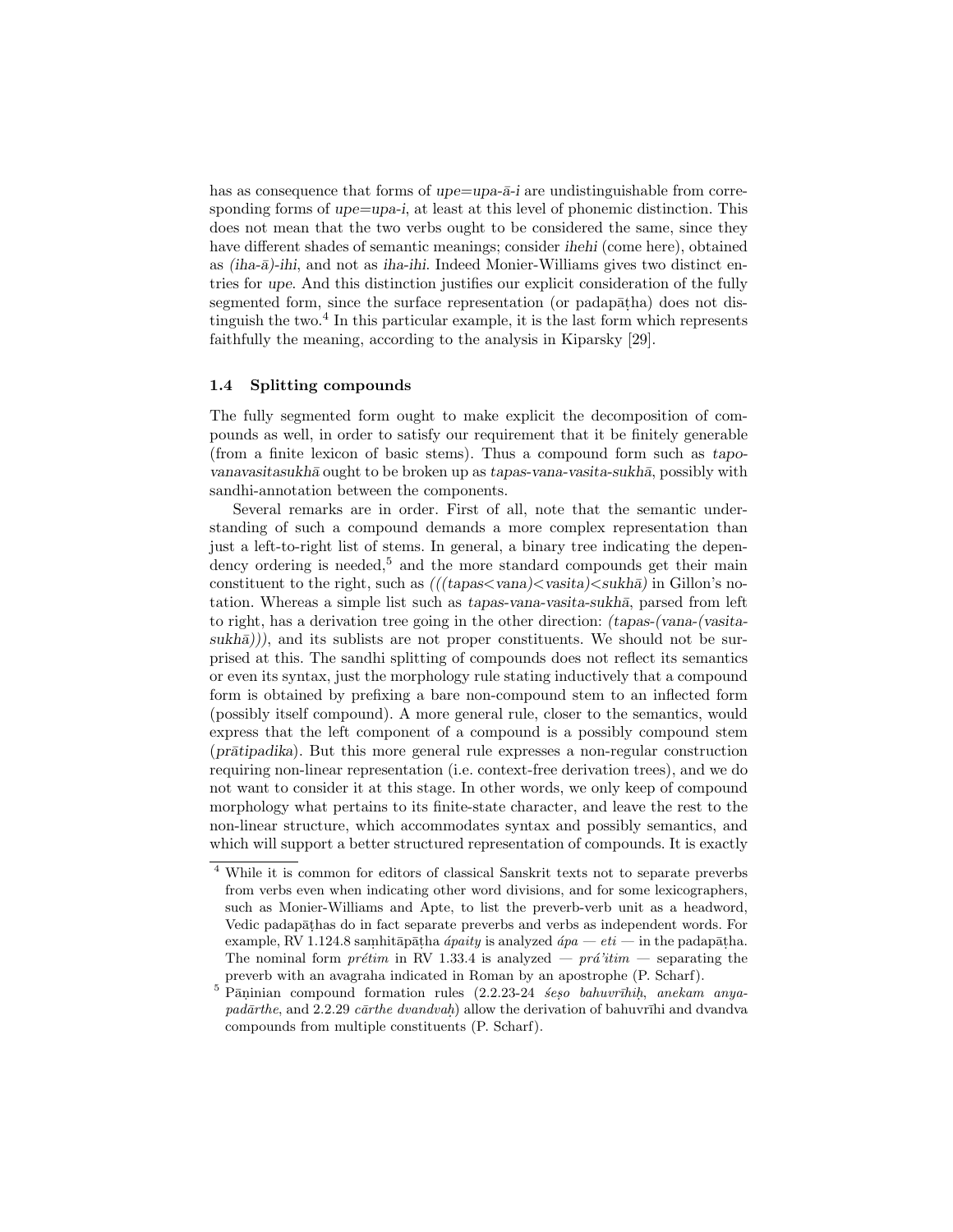has as consequence that forms of *upe=upa-ā-i* are undistinguishable from corresponding forms of *upe=upa-i*, at least at this level of phonemic distinction. This does not mean that the two verbs ought to be considered the same, since they have different shades of semantic meanings; consider *ihehi* (come here), obtained as *(iha-ā)-ihi*, and not as *iha-ihi*. Indeed Monier-Williams gives two distinct entries for *upe*. And this distinction justifies our explicit consideration of the fully segmented form, since the surface representation (or padapāṭha) does not distinguish the two.[4] In this particular example, it is the last form which represents faithfully the meaning, according to the analysis in Kiparsky [29].

### 1.4 Splitting compounds

The fully segmented form ought to make explicit the decomposition of compounds as well, in order to satisfy our requirement that it be finitely generable (from a finite lexicon of basic stems). Thus a compound form such as *tapovanavasitasukhā* ought to be broken up as *tapas-vana-vasita-sukhā*, possibly with sandhi-annotation between the components.

Several remarks are in order. First of all, note that the semantic understanding of such a compound demands a more complex representation than just a left-to-right list of stems. In general, a binary tree indicating the dependency ordering is needed,[5] and the more standard compounds get their main constituent to the right, such as *(((tapas<vana)<vasita)<sukhā)* in Gillon's notation. Whereas a simple list such as *tapas-vana-vasita-sukhā*, parsed from left to right, has a derivation tree going in the other direction: *(tapas-(vana-(vasita-sukhā)))*, and its sublists are not proper constituents. We should not be surprised at this. The sandhi splitting of compounds does not reflect its semantics or even its syntax, just the morphology rule stating inductively that a compound form is obtained by prefixing a bare non-compound stem to an inflected form (possibly itself compound). A more general rule, closer to the semantics, would express that the left component of a compound is a possibly compound stem (*prātipadika*). But this more general rule expresses a non-regular construction requiring non-linear representation (i.e. context-free derivation trees), and we do not want to consider it at this stage. In other words, we only keep of compound morphology what pertains to its finite-state character, and leave the rest to the non-linear structure, which accommodates syntax and possibly semantics, and which will support a better structured representation of compounds. It is exactly

[4] While it is common for editors of classical Sanskrit texts not to separate preverbs from verbs even when indicating other word divisions, and for some lexicographers, such as Monier-Williams and Apte, to list the preverb-verb unit as a headword, Vedic padapāṭhas do in fact separate preverbs and verbs as independent words. For example, RV 1.124.8 saṃhitāpāṭha *ápaity* is analyzed *ápa — eti —* in the padapāṭha. The nominal form *prétim* in RV 1.33.4 is analyzed *— prá'itim —* separating the preverb with an avagraha indicated in Roman by an apostrophe (P. Scharf).

[5] Pāṇinian compound formation rules (2.2.23-24 *śeṣo bahuvrīhiḥ*, *anekam anyapadārthe*, and 2.2.29 *cārthe dvandvaḥ*) allow the derivation of bahuvrīhi and dvandva compounds from multiple constituents (P. Scharf).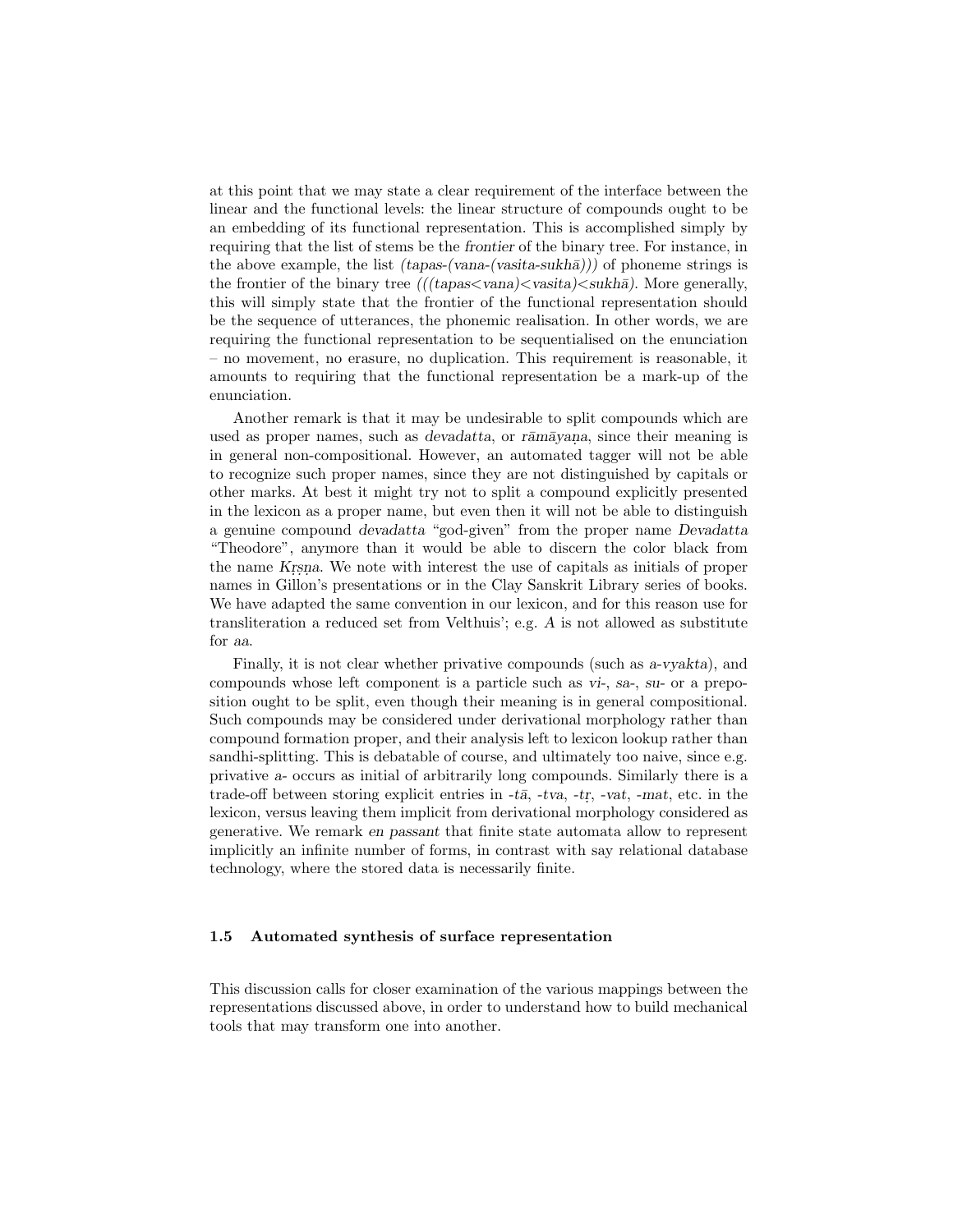at this point that we may state a clear requirement of the interface between the linear and the functional levels: the linear structure of compounds ought to be an embedding of its functional representation. This is accomplished simply by requiring that the list of stems be the *frontier* of the binary tree. For instance, in the above example, the list *(tapas-(vana-(vasita-sukhā)))* of phoneme strings is the frontier of the binary tree *(((tapas<vana)<vasita)<sukhā)*. More generally, this will simply state that the frontier of the functional representation should be the sequence of utterances, the phonemic realisation. In other words, we are requiring the functional representation to be sequentialised on the enunciation – no movement, no erasure, no duplication. This requirement is reasonable, it amounts to requiring that the functional representation be a mark-up of the enunciation.

Another remark is that it may be undesirable to split compounds which are used as proper names, such as *devadatta*, or *rāmāyaṇa*, since their meaning is in general non-compositional. However, an automated tagger will not be able to recognize such proper names, since they are not distinguished by capitals or other marks. At best it might try not to split a compound explicitly presented in the lexicon as a proper name, but even then it will not be able to distinguish a genuine compound *devadatta* "god-given" from the proper name *Devadatta* "Theodore", anymore than it would be able to discern the color black from the name *Kṛṣṇa*. We note with interest the use of capitals as initials of proper names in Gillon's presentations or in the Clay Sanskrit Library series of books. We have adapted the same convention in our lexicon, and for this reason use for transliteration a reduced set from Velthuis'; e.g. *A* is not allowed as substitute for *aa*.

Finally, it is not clear whether privative compounds (such as *a-vyakta*), and compounds whose left component is a particle such as *vi-*, *sa-*, *su-* or a preposition ought to be split, even though their meaning is in general compositional. Such compounds may be considered under derivational morphology rather than compound formation proper, and their analysis left to lexicon lookup rather than sandhi-splitting. This is debatable of course, and ultimately too naive, since e.g. privative *a-* occurs as initial of arbitrarily long compounds. Similarly there is a trade-off between storing explicit entries in *-tā*, *-tva*, *-tṛ*, *-vat*, *-mat*, etc. in the lexicon, versus leaving them implicit from derivational morphology considered as generative. We remark *en passant* that finite state automata allow to represent implicitly an infinite number of forms, in contrast with say relational database technology, where the stored data is necessarily finite.

### 1.5 Automated synthesis of surface representation

This discussion calls for closer examination of the various mappings between the representations discussed above, in order to understand how to build mechanical tools that may transform one into another.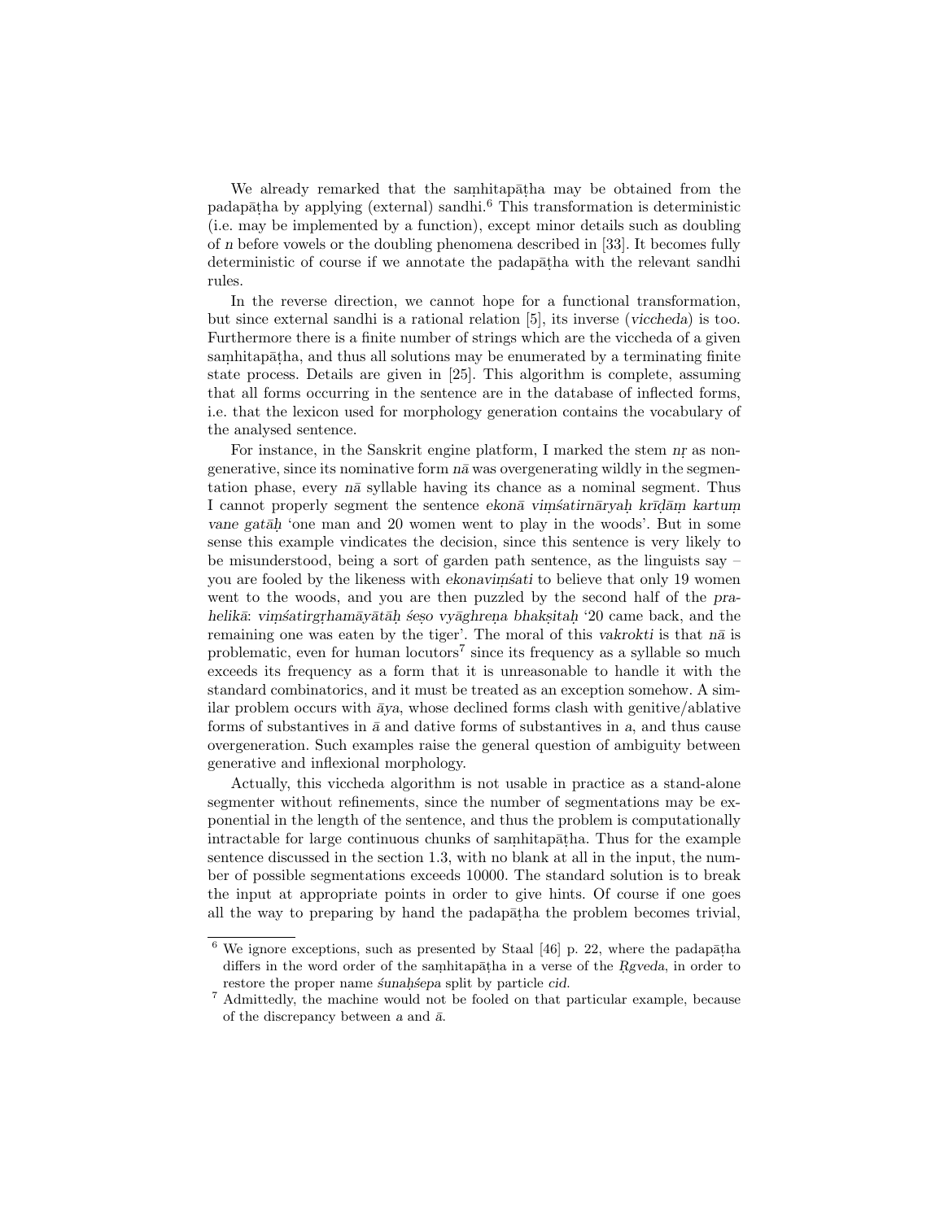We already remarked that the saṃhitapāṭha may be obtained from the padapāṭha by applying (external) sandhi.[6] This transformation is deterministic (i.e. may be implemented by a function), except minor details such as doubling of *n* before vowels or the doubling phenomena described in [33]. It becomes fully deterministic of course if we annotate the padapāṭha with the relevant sandhi rules.

In the reverse direction, we cannot hope for a functional transformation, but since external sandhi is a rational relation [5], its inverse (*viccheda*) is too. Furthermore there is a finite number of strings which are the viccheda of a given saṃhitapāṭha, and thus all solutions may be enumerated by a terminating finite state process. Details are given in [25]. This algorithm is complete, assuming that all forms occurring in the sentence are in the database of inflected forms, i.e. that the lexicon used for morphology generation contains the vocabulary of the analysed sentence.

For instance, in the Sanskrit engine platform, I marked the stem *nṛ* as non-generative, since its nominative form *nā* was overgenerating wildly in the segmentation phase, every *nā* syllable having its chance as a nominal segment. Thus I cannot properly segment the sentence *ekonā viṃśatirnāryaḥ krīḍāṃ kartuṃ vane gatāḥ* 'one man and 20 women went to play in the woods'. But in some sense this example vindicates the decision, since this sentence is very likely to be misunderstood, being a sort of garden path sentence, as the linguists say – you are fooled by the likeness with *ekonaviṃśati* to believe that only 19 women went to the woods, and you are then puzzled by the second half of the *prahelikā*: *viṃśatirgṛhamāyātāḥ śeṣo vyāghreṇa bhakṣitaḥ* '20 came back, and the remaining one was eaten by the tiger'. The moral of this *vakrokti* is that *nā* is problematic, even for human locutors[7] since its frequency as a syllable so much exceeds its frequency as a form that it is unreasonable to handle it with the standard combinatorics, and it must be treated as an exception somehow. A similar problem occurs with *āya*, whose declined forms clash with genitive/ablative forms of substantives in *ā* and dative forms of substantives in *a*, and thus cause overgeneration. Such examples raise the general question of ambiguity between generative and inflexional morphology.

Actually, this viccheda algorithm is not usable in practice as a stand-alone segmenter without refinements, since the number of segmentations may be exponential in the length of the sentence, and thus the problem is computationally intractable for large continuous chunks of saṃhitapāṭha. Thus for the example sentence discussed in the section 1.3, with no blank at all in the input, the number of possible segmentations exceeds 10000. The standard solution is to break the input at appropriate points in order to give hints. Of course if one goes all the way to preparing by hand the padapāṭha the problem becomes trivial,

---

[6] We ignore exceptions, such as presented by Staal [46] p. 22, where the padapāṭha differs in the word order of the saṃhitapāṭha in a verse of the *Ṛgveda*, in order to restore the proper name *śunaḥśepa* split by particle *cid*.

[7] Admittedly, the machine would not be fooled on that particular example, because of the discrepancy between *a* and *ā*.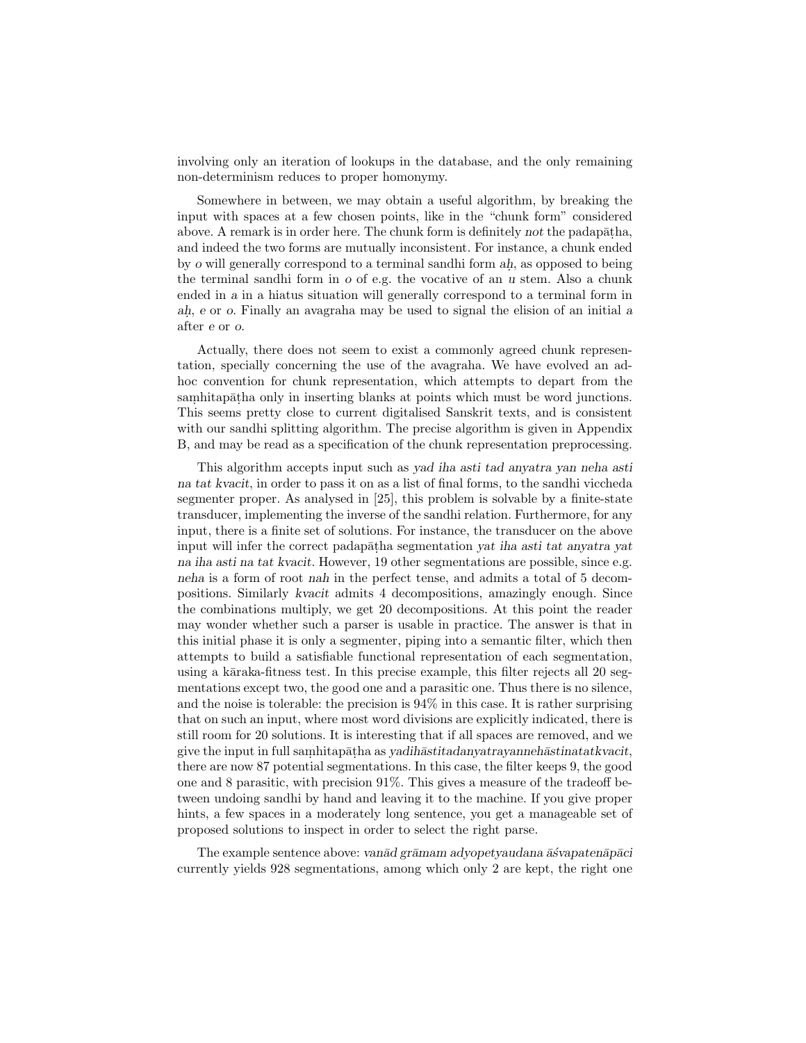involving only an iteration of lookups in the database, and the only remaining non-determinism reduces to proper homonymy.

Somewhere in between, we may obtain a useful algorithm, by breaking the input with spaces at a few chosen points, like in the "chunk form" considered above. A remark is in order here. The chunk form is definitely *not* the padapāṭha, and indeed the two forms are mutually inconsistent. For instance, a chunk ended by *o* will generally correspond to a terminal sandhi form *aḥ*, as opposed to being the terminal sandhi form in *o* of e.g. the vocative of an *u* stem. Also a chunk ended in *a* in a hiatus situation will generally correspond to a terminal form in *aḥ*, *e* or *o*. Finally an avagraha may be used to signal the elision of an initial *a* after *e* or *o*.

Actually, there does not seem to exist a commonly agreed chunk representation, specially concerning the use of the avagraha. We have evolved an ad-hoc convention for chunk representation, which attempts to depart from the saṃhitapāṭha only in inserting blanks at points which must be word junctions. This seems pretty close to current digitalised Sanskrit texts, and is consistent with our sandhi splitting algorithm. The precise algorithm is given in Appendix B, and may be read as a specification of the chunk representation preprocessing.

This algorithm accepts input such as *yad iha asti tad anyatra yan neha asti na tat kvacit*, in order to pass it on as a list of final forms, to the sandhi viccheda segmenter proper. As analysed in [25], this problem is solvable by a finite-state transducer, implementing the inverse of the sandhi relation. Furthermore, for any input, there is a finite set of solutions. For instance, the transducer on the above input will infer the correct padapāṭha segmentation *yat iha asti tat anyatra yat na iha asti na tat kvacit*. However, 19 other segmentations are possible, since e.g. *neha* is a form of root *nah* in the perfect tense, and admits a total of 5 decompositions. Similarly *kvacit* admits 4 decompositions, amazingly enough. Since the combinations multiply, we get 20 decompositions. At this point the reader may wonder whether such a parser is usable in practice. The answer is that in this initial phase it is only a segmenter, piping into a semantic filter, which then attempts to build a satisfiable functional representation of each segmentation, using a kāraka-fitness test. In this precise example, this filter rejects all 20 segmentations except two, the good one and a parasitic one. Thus there is no silence, and the noise is tolerable: the precision is 94% in this case. It is rather surprising that on such an input, where most word divisions are explicitly indicated, there is still room for 20 solutions. It is interesting that if all spaces are removed, and we give the input in full saṃhitapāṭha as *yadihāstitadanyatrayannehāstinatatkvacit*, there are now 87 potential segmentations. In this case, the filter keeps 9, the good one and 8 parasitic, with precision 91%. This gives a measure of the tradeoff between undoing sandhi by hand and leaving it to the machine. If you give proper hints, a few spaces in a moderately long sentence, you get a manageable set of proposed solutions to inspect in order to select the right parse.

The example sentence above: *vanād grāmam adyopetyaudana āśvapatenāpāci* currently yields 928 segmentations, among which only 2 are kept, the right one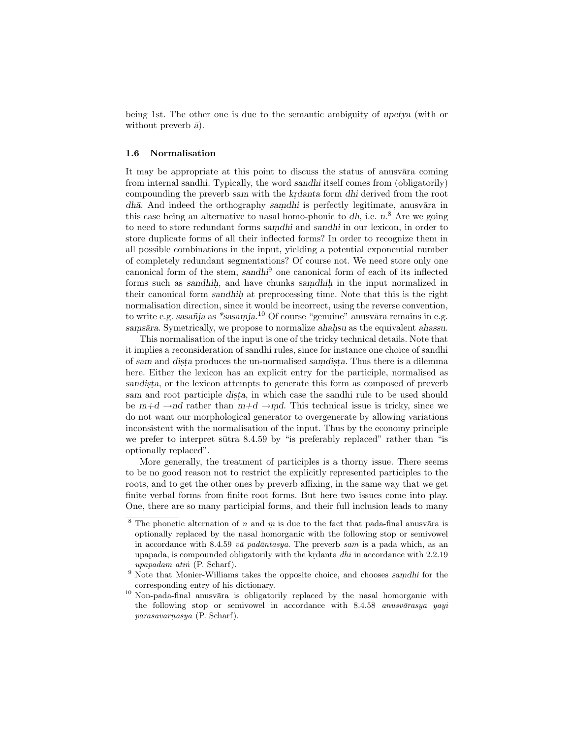being 1st. The other one is due to the semantic ambiguity of *upetya* (with or without preverb *ā*).

### 1.6 Normalisation

It may be appropriate at this point to discuss the status of anusvāra coming from internal sandhi. Typically, the word *sandhi* itself comes from (obligatorily) compounding the preverb *sam* with the *kṛdanta* form *dhi* derived from the root *dhā*. And indeed the orthography *saṃdhi* is perfectly legitimate, anusvāra in this case being an alternative to nasal homo-phonic to *dh*, i.e. *n*.[8] Are we going to need to store redundant forms *saṃdhi* and *sandhi* in our lexicon, in order to store duplicate forms of all their inflected forms? In order to recognize them in all possible combinations in the input, yielding a potential exponential number of completely redundant segmentations? Of course not. We need store only one canonical form of the stem, *sandhi*[9] one canonical form of each of its inflected forms such as *sandhiḥ*, and have chunks *saṃdhiḥ* in the input normalized in their canonical form *sandhiḥ* at preprocessing time. Note that this is the right normalisation direction, since it would be incorrect, using the reverse convention, to write e.g. *sasañja* as *\*sasaṃja*.[10] Of course "genuine" anusvāra remains in e.g. *saṃsāra*. Symetrically, we propose to normalize *ahaḥsu* as the equivalent *ahassu*.

This normalisation of the input is one of the tricky technical details. Note that it implies a reconsideration of sandhi rules, since for instance one choice of sandhi of *sam* and *diṣṭa* produces the un-normalised *saṃdiṣṭa*. Thus there is a dilemma here. Either the lexicon has an explicit entry for the participle, normalised as *sandiṣṭa*, or the lexicon attempts to generate this form as composed of preverb *sam* and root participle *diṣṭa*, in which case the sandhi rule to be used should be *m*+*d* →*nd* rather than *m*+*d* →*ṃd*. This technical issue is tricky, since we do not want our morphological generator to overgenerate by allowing variations inconsistent with the normalisation of the input. Thus by the economy principle we prefer to interpret sūtra 8.4.59 by "is preferably replaced" rather than "is optionally replaced".

More generally, the treatment of participles is a thorny issue. There seems to be no good reason not to restrict the explicitly represented participles to the roots, and to get the other ones by preverb affixing, in the same way that we get finite verbal forms from finite root forms. But here two issues come into play. One, there are so many participial forms, and their full inclusion leads to many

---

[8] The phonetic alternation of *n* and *ṃ* is due to the fact that pada-final anusvāra is optionally replaced by the nasal homorganic with the following stop or semivowel in accordance with 8.4.59 *vā padāntasya*. The preverb *sam* is a pada which, as an upapada, is compounded obligatorily with the kṛdanta *dhi* in accordance with 2.2.19 *upapadam atiṅ* (P. Scharf).

[9] Note that Monier-Williams takes the opposite choice, and chooses *saṃdhi* for the corresponding entry of his dictionary.

[10] Non-pada-final anusvāra is obligatorily replaced by the nasal homorganic with the following stop or semivowel in accordance with 8.4.58 *anusvārasya yayi parasavarṇasya* (P. Scharf).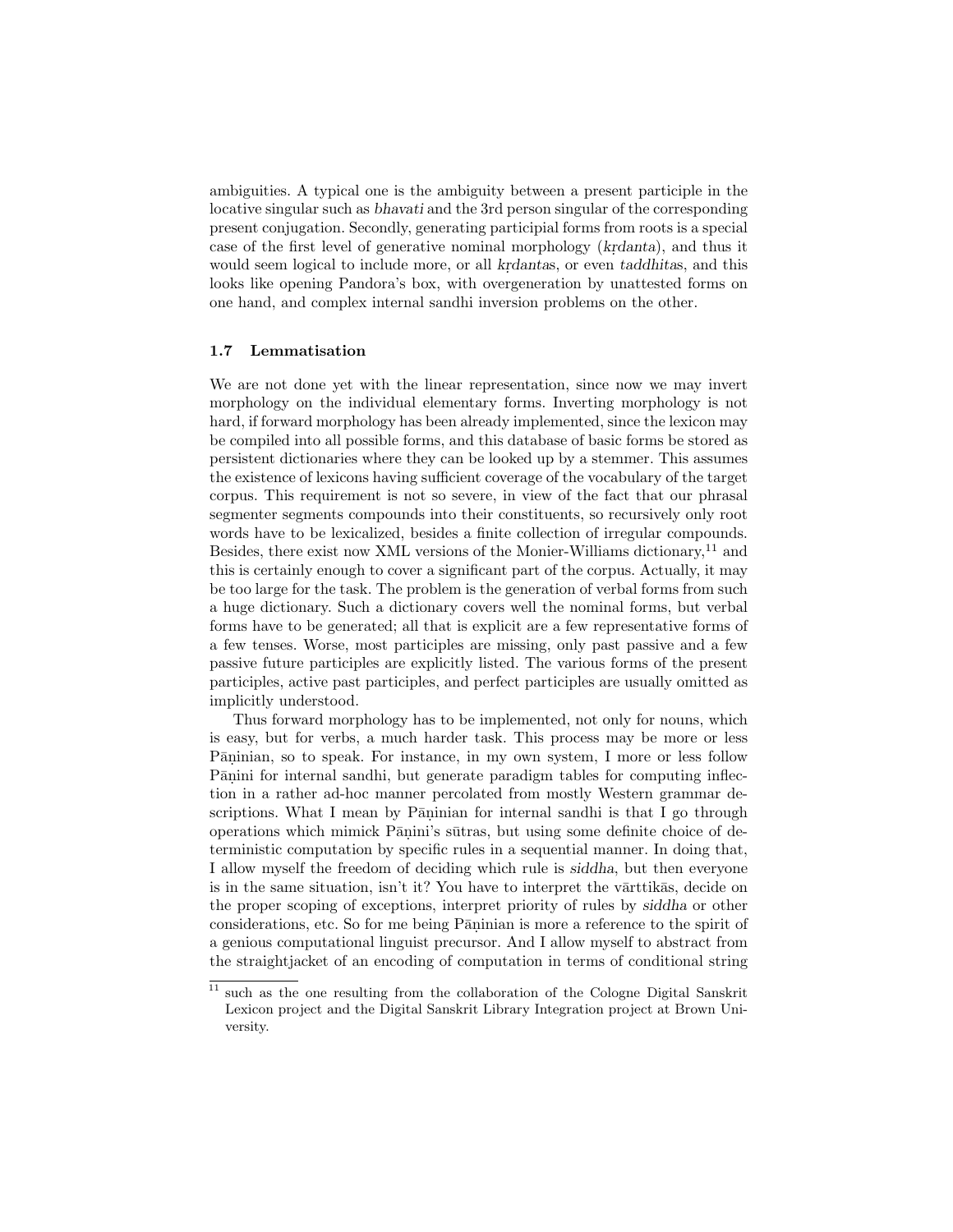ambiguities. A typical one is the ambiguity between a present participle in the locative singular such as *bhavati* and the 3rd person singular of the corresponding present conjugation. Secondly, generating participial forms from roots is a special case of the first level of generative nominal morphology (*kṛdanta*), and thus it would seem logical to include more, or all *kṛdantas*, or even *taddhitas*, and this looks like opening Pandora's box, with overgeneration by unattested forms on one hand, and complex internal sandhi inversion problems on the other.

### 1.7 Lemmatisation

We are not done yet with the linear representation, since now we may invert morphology on the individual elementary forms. Inverting morphology is not hard, if forward morphology has been already implemented, since the lexicon may be compiled into all possible forms, and this database of basic forms be stored as persistent dictionaries where they can be looked up by a stemmer. This assumes the existence of lexicons having sufficient coverage of the vocabulary of the target corpus. This requirement is not so severe, in view of the fact that our phrasal segmenter segments compounds into their constituents, so recursively only root words have to be lexicalized, besides a finite collection of irregular compounds. Besides, there exist now XML versions of the Monier-Williams dictionary,[11] and this is certainly enough to cover a significant part of the corpus. Actually, it may be too large for the task. The problem is the generation of verbal forms from such a huge dictionary. Such a dictionary covers well the nominal forms, but verbal forms have to be generated; all that is explicit are a few representative forms of a few tenses. Worse, most participles are missing, only past passive and a few passive future participles are explicitly listed. The various forms of the present participles, active past participles, and perfect participles are usually omitted as implicitly understood.

Thus forward morphology has to be implemented, not only for nouns, which is easy, but for verbs, a much harder task. This process may be more or less Pāṇinian, so to speak. For instance, in my own system, I more or less follow Pāṇini for internal sandhi, but generate paradigm tables for computing inflection in a rather ad-hoc manner percolated from mostly Western grammar descriptions. What I mean by Pāṇinian for internal sandhi is that I go through operations which mimick Pāṇini's sūtras, but using some definite choice of deterministic computation by specific rules in a sequential manner. In doing that, I allow myself the freedom of deciding which rule is *siddha*, but then everyone is in the same situation, isn't it? You have to interpret the vārttikās, decide on the proper scoping of exceptions, interpret priority of rules by *siddha* or other considerations, etc. So for me being Pāṇinian is more a reference to the spirit of a genious computational linguist precursor. And I allow myself to abstract from the straightjacket of an encoding of computation in terms of conditional string

[11] such as the one resulting from the collaboration of the Cologne Digital Sanskrit Lexicon project and the Digital Sanskrit Library Integration project at Brown University.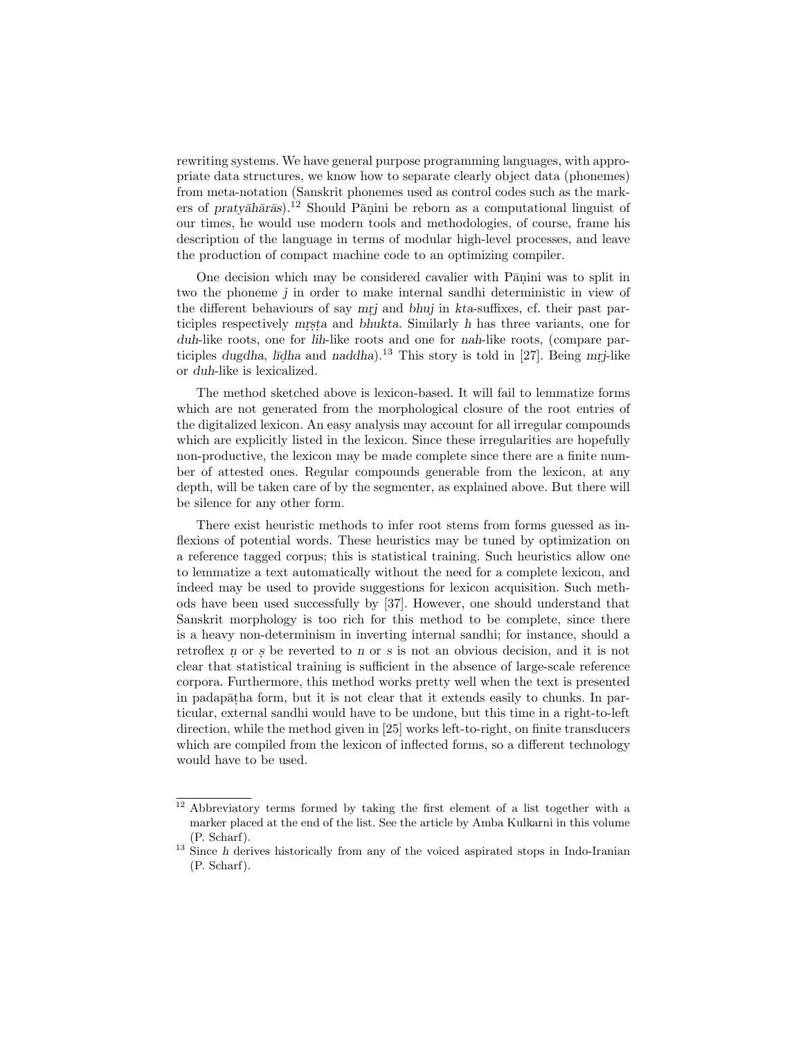rewriting systems. We have general purpose programming languages, with appropriate data structures, we know how to separate clearly object data (phonemes) from meta-notation (Sanskrit phonemes used as control codes such as the markers of *pratyāhārās*).[12] Should Pāṇini be reborn as a computational linguist of our times, he would use modern tools and methodologies, of course, frame his description of the language in terms of modular high-level processes, and leave the production of compact machine code to an optimizing compiler.

One decision which may be considered cavalier with Pāṇini was to split in two the phoneme *j* in order to make internal sandhi deterministic in view of the different behaviours of say *mṛj* and *bhuj* in *kta*-suffixes, cf. their past participles respectively *mṛṣṭa* and *bhukta*. Similarly *h* has three variants, one for *duh*-like roots, one for *lih*-like roots and one for *nah*-like roots, (compare participles *dugdha*, *līḍha* and *naddha*).[13] This story is told in [27]. Being *mṛj*-like or *duh*-like is lexicalized.

The method sketched above is lexicon-based. It will fail to lemmatize forms which are not generated from the morphological closure of the root entries of the digitalized lexicon. An easy analysis may account for all irregular compounds which are explicitly listed in the lexicon. Since these irregularities are hopefully non-productive, the lexicon may be made complete since there are a finite number of attested ones. Regular compounds generable from the lexicon, at any depth, will be taken care of by the segmenter, as explained above. But there will be silence for any other form.

There exist heuristic methods to infer root stems from forms guessed as inflexions of potential words. These heuristics may be tuned by optimization on a reference tagged corpus; this is statistical training. Such heuristics allow one to lemmatize a text automatically without the need for a complete lexicon, and indeed may be used to provide suggestions for lexicon acquisition. Such methods have been used successfully by [37]. However, one should understand that Sanskrit morphology is too rich for this method to be complete, since there is a heavy non-determinism in inverting internal sandhi; for instance, should a retroflex *ṇ* or *ṣ* be reverted to *n* or *s* is not an obvious decision, and it is not clear that statistical training is sufficient in the absence of large-scale reference corpora. Furthermore, this method works pretty well when the text is presented in padapāṭha form, but it is not clear that it extends easily to chunks. In particular, external sandhi would have to be undone, but this time in a right-to-left direction, while the method given in [25] works left-to-right, on finite transducers which are compiled from the lexicon of inflected forms, so a different technology would have to be used.

---

[12] Abbreviatory terms formed by taking the first element of a list together with a marker placed at the end of the list. See the article by Amba Kulkarni in this volume (P. Scharf).

[13] Since *h* derives historically from any of the voiced aspirated stops in Indo-Iranian (P. Scharf).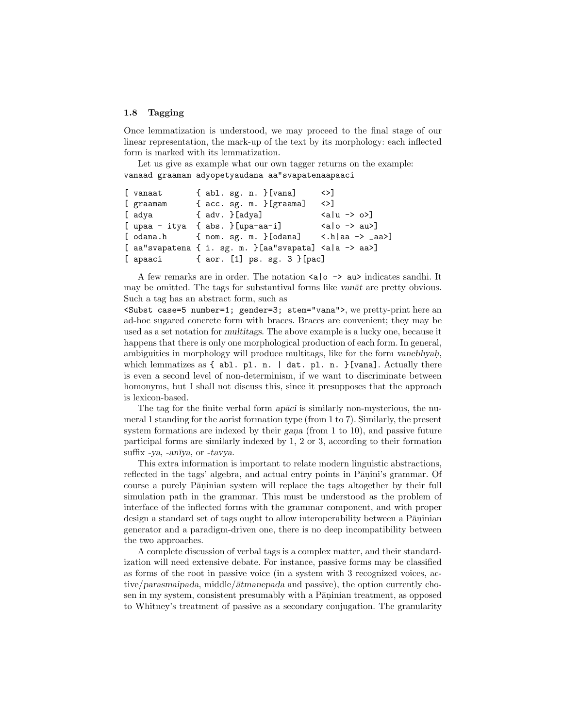### 1.8 Tagging

Once lemmatization is understood, we may proceed to the final stage of our linear representation, the mark-up of the text by its morphology: each inflected form is marked with its lemmatization.

Let us give as example what our own tagger returns on the example: `vanaad graamam adyopetyaudana aa"svapatenaapaaci`

```
[ vanaat       { abl. sg. n. }[vana]     <>]
[ graamam      { acc. sg. m. }[graama]   <>]
[ adya         { adv. }[adya]            <a|u -> o>]
[ upaa - itya  { abs. }[upa-aa-i]        <a|o -> au>]
[ odana.h      { nom. sg. m. }[odana]    <.h|aa -> _aa>]
[ aa"svapatena { i. sg. m. }[aa"svapata] <a|a -> aa>]
[ apaaci       { aor. [1] ps. sg. 3 }[pac]
```

A few remarks are in order. The notation `<a|o -> au>` indicates sandhi. It may be omitted. The tags for substantival forms like *vanāt* are pretty obvious. Such a tag has an abstract form, such as `<Subst case=5 number=1; gender=3; stem="vana">`, we pretty-print here an ad-hoc sugared concrete form with braces. Braces are convenient; they may be used as a set notation for *multitags*. The above example is a lucky one, because it happens that there is only one morphological production of each form. In general, ambiguities in morphology will produce multitags, like for the form *vanebhyaḥ*, which lemmatizes as `{ abl. pl. n. | dat. pl. n. }[vana]`. Actually there is even a second level of non-determinism, if we want to discriminate between homonyms, but I shall not discuss this, since it presupposes that the approach is lexicon-based.

The tag for the finite verbal form *apāci* is similarly non-mysterious, the numeral 1 standing for the aorist formation type (from 1 to 7). Similarly, the present system formations are indexed by their *gaṇa* (from 1 to 10), and passive future participal forms are similarly indexed by 1, 2 or 3, according to their formation suffix *-ya*, *-anīya*, or *-tavya*.

This extra information is important to relate modern linguistic abstractions, reflected in the tags' algebra, and actual entry points in Pāṇini's grammar. Of course a purely Pāṇinian system will replace the tags altogether by their full simulation path in the grammar. This must be understood as the problem of interface of the inflected forms with the grammar component, and with proper design a standard set of tags ought to allow interoperability between a Pāṇinian generator and a paradigm-driven one, there is no deep incompatibility between the two approaches.

A complete discussion of verbal tags is a complex matter, and their standardization will need extensive debate. For instance, passive forms may be classified as forms of the root in passive voice (in a system with 3 recognized voices, active/*parasmaipada*, middle/*ātmanepada* and passive), the option currently chosen in my system, consistent presumably with a Pāṇinian treatment, as opposed to Whitney's treatment of passive as a secondary conjugation. The granularity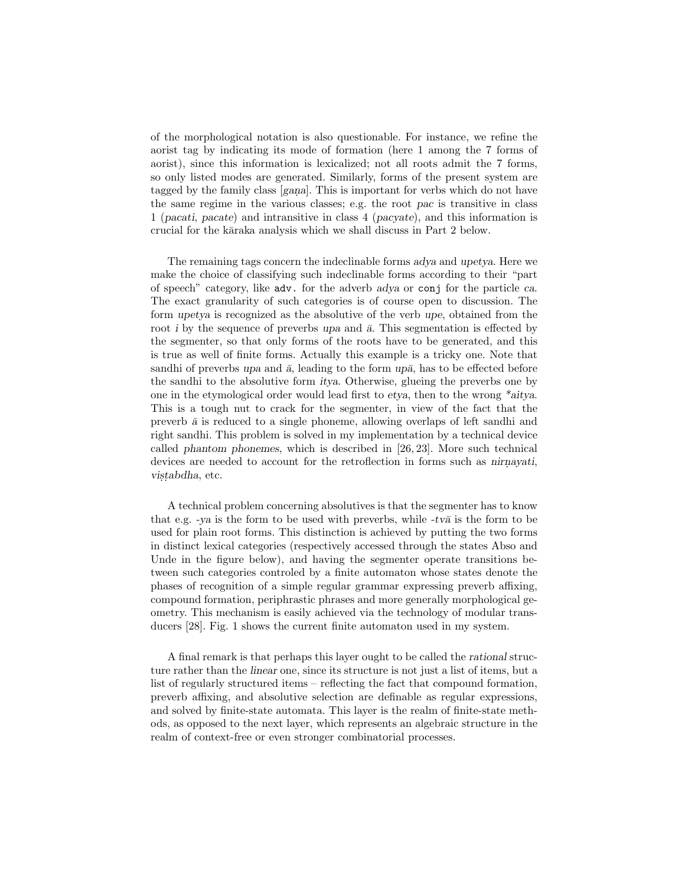of the morphological notation is also questionable. For instance, we refine the aorist tag by indicating its mode of formation (here 1 among the 7 forms of aorist), since this information is lexicalized; not all roots admit the 7 forms, so only listed modes are generated. Similarly, forms of the present system are tagged by the family class [*gaṇa*]. This is important for verbs which do not have the same regime in the various classes; e.g. the root *pac* is transitive in class 1 (*pacati*, *pacate*) and intransitive in class 4 (*pacyate*), and this information is crucial for the kāraka analysis which we shall discuss in Part 2 below.

The remaining tags concern the indeclinable forms *adya* and *upetya*. Here we make the choice of classifying such indeclinable forms according to their "part of speech" category, like `adv.` for the adverb *adya* or `conj` for the particle *ca*. The exact granularity of such categories is of course open to discussion. The form *upetya* is recognized as the absolutive of the verb *upe*, obtained from the root *i* by the sequence of preverbs *upa* and *ā*. This segmentation is effected by the segmenter, so that only forms of the roots have to be generated, and this is true as well of finite forms. Actually this example is a tricky one. Note that sandhi of preverbs *upa* and *ā*, leading to the form *upā*, has to be effected before the sandhi to the absolutive form *itya*. Otherwise, glueing the preverbs one by one in the etymological order would lead first to *etya*, then to the wrong **aitya*. This is a tough nut to crack for the segmenter, in view of the fact that the preverb *ā* is reduced to a single phoneme, allowing overlaps of left sandhi and right sandhi. This problem is solved in my implementation by a technical device called *phantom phonemes*, which is described in [26, 23]. More such technical devices are needed to account for the retroflection in forms such as *nirṇayati*, *viṣṭabdha*, etc.

A technical problem concerning absolutives is that the segmenter has to know that e.g. -*ya* is the form to be used with preverbs, while -*tvā* is the form to be used for plain root forms. This distinction is achieved by putting the two forms in distinct lexical categories (respectively accessed through the states Abso and Unde in the figure below), and having the segmenter operate transitions between such categories controled by a finite automaton whose states denote the phases of recognition of a simple regular grammar expressing preverb affixing, compound formation, periphrastic phrases and more generally morphological geometry. This mechanism is easily achieved via the technology of modular transducers [28]. Fig. 1 shows the current finite automaton used in my system.

A final remark is that perhaps this layer ought to be called the *rational* structure rather than the *linear* one, since its structure is not just a list of items, but a list of regularly structured items – reflecting the fact that compound formation, preverb affixing, and absolutive selection are definable as regular expressions, and solved by finite-state automata. This layer is the realm of finite-state methods, as opposed to the next layer, which represents an algebraic structure in the realm of context-free or even stronger combinatorial processes.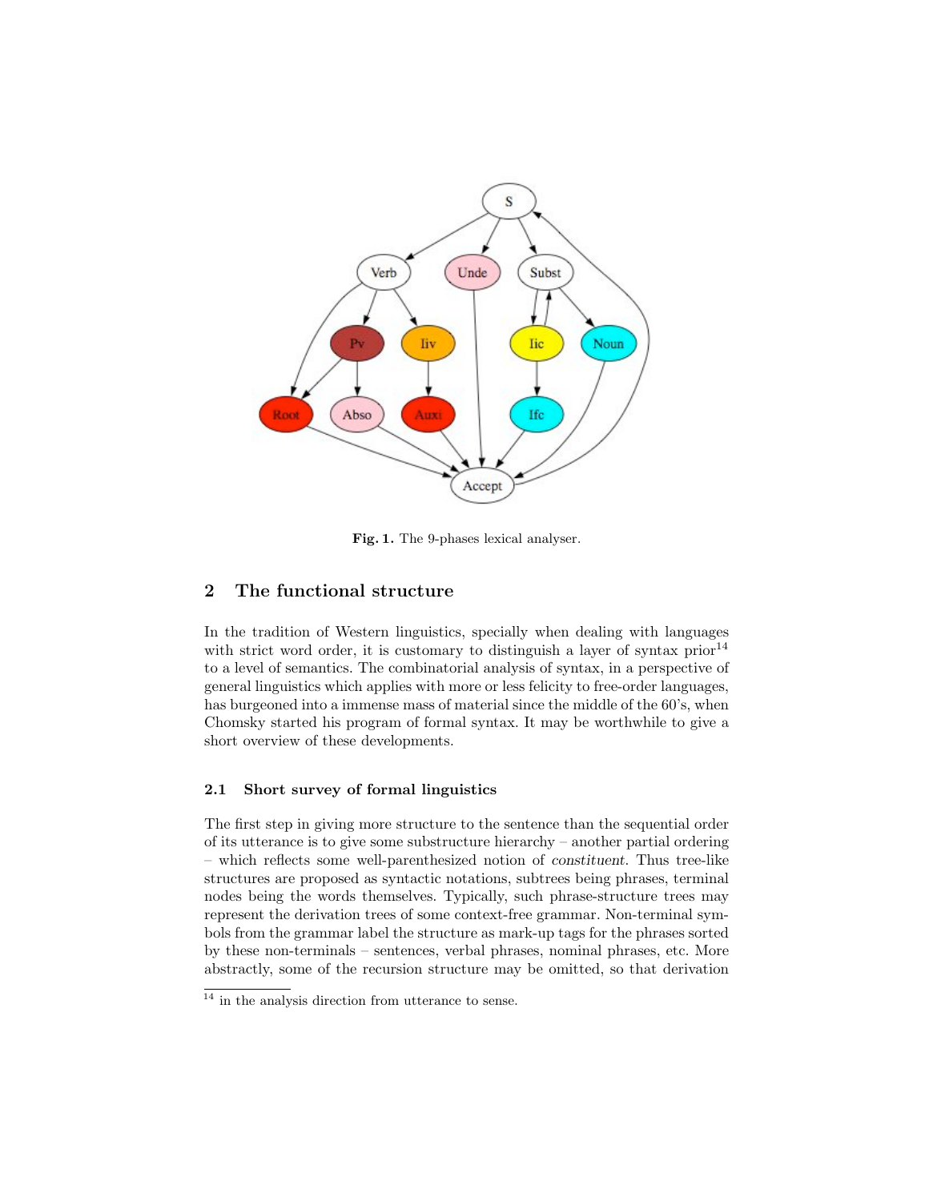**Fig. 1.** The 9-phases lexical analyser.

## 2 The functional structure

In the tradition of Western linguistics, specially when dealing with languages with strict word order, it is customary to distinguish a layer of syntax prior[14] to a level of semantics. The combinatorial analysis of syntax, in a perspective of general linguistics which applies with more or less felicity to free-order languages, has burgeoned into a immense mass of material since the middle of the 60's, when Chomsky started his program of formal syntax. It may be worthwhile to give a short overview of these developments.

### 2.1 Short survey of formal linguistics

The first step in giving more structure to the sentence than the sequential order of its utterance is to give some substructure hierarchy – another partial ordering – which reflects some well-parenthesized notion of *constituent*. Thus tree-like structures are proposed as syntactic notations, subtrees being phrases, terminal nodes being the words themselves. Typically, such phrase-structure trees may represent the derivation trees of some context-free grammar. Non-terminal symbols from the grammar label the structure as mark-up tags for the phrases sorted by these non-terminals – sentences, verbal phrases, nominal phrases, etc. More abstractly, some of the recursion structure may be omitted, so that derivation

[14] in the analysis direction from utterance to sense.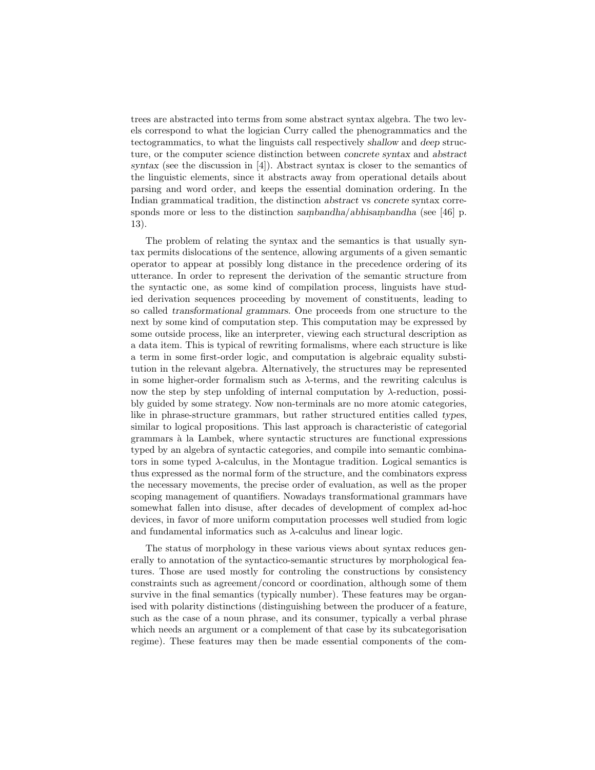trees are abstracted into terms from some abstract syntax algebra. The two levels correspond to what the logician Curry called the phenogrammatics and the tectogrammatics, to what the linguists call respectively *shallow* and *deep* structure, or the computer science distinction between *concrete syntax* and *abstract syntax* (see the discussion in [4]). Abstract syntax is closer to the semantics of the linguistic elements, since it abstracts away from operational details about parsing and word order, and keeps the essential domination ordering. In the Indian grammatical tradition, the distinction *abstract* vs *concrete* syntax corresponds more or less to the distinction *saṃbandha*/*abhisaṃbandha* (see [46] p. 13).

The problem of relating the syntax and the semantics is that usually syntax permits dislocations of the sentence, allowing arguments of a given semantic operator to appear at possibly long distance in the precedence ordering of its utterance. In order to represent the derivation of the semantic structure from the syntactic one, as some kind of compilation process, linguists have studied derivation sequences proceeding by movement of constituents, leading to so called *transformational grammars*. One proceeds from one structure to the next by some kind of computation step. This computation may be expressed by some outside process, like an interpreter, viewing each structural description as a data item. This is typical of rewriting formalisms, where each structure is like a term in some first-order logic, and computation is algebraic equality substitution in the relevant algebra. Alternatively, the structures may be represented in some higher-order formalism such as $\lambda$-terms, and the rewriting calculus is now the step by step unfolding of internal computation by $\lambda$-reduction, possibly guided by some strategy. Now non-terminals are no more atomic categories, like in phrase-structure grammars, but rather structured entities called *types*, similar to logical propositions. This last approach is characteristic of categorial grammars à la Lambek, where syntactic structures are functional expressions typed by an algebra of syntactic categories, and compile into semantic combinators in some typed $\lambda$-calculus, in the Montague tradition. Logical semantics is thus expressed as the normal form of the structure, and the combinators express the necessary movements, the precise order of evaluation, as well as the proper scoping management of quantifiers. Nowadays transformational grammars have somewhat fallen into disuse, after decades of development of complex ad-hoc devices, in favor of more uniform computation processes well studied from logic and fundamental informatics such as $\lambda$-calculus and linear logic.

The status of morphology in these various views about syntax reduces generally to annotation of the syntactico-semantic structures by morphological features. Those are used mostly for controling the constructions by consistency constraints such as agreement/concord or coordination, although some of them survive in the final semantics (typically number). These features may be organised with polarity distinctions (distinguishing between the producer of a feature, such as the case of a noun phrase, and its consumer, typically a verbal phrase which needs an argument or a complement of that case by its subcategorisation regime). These features may then be made essential components of the com-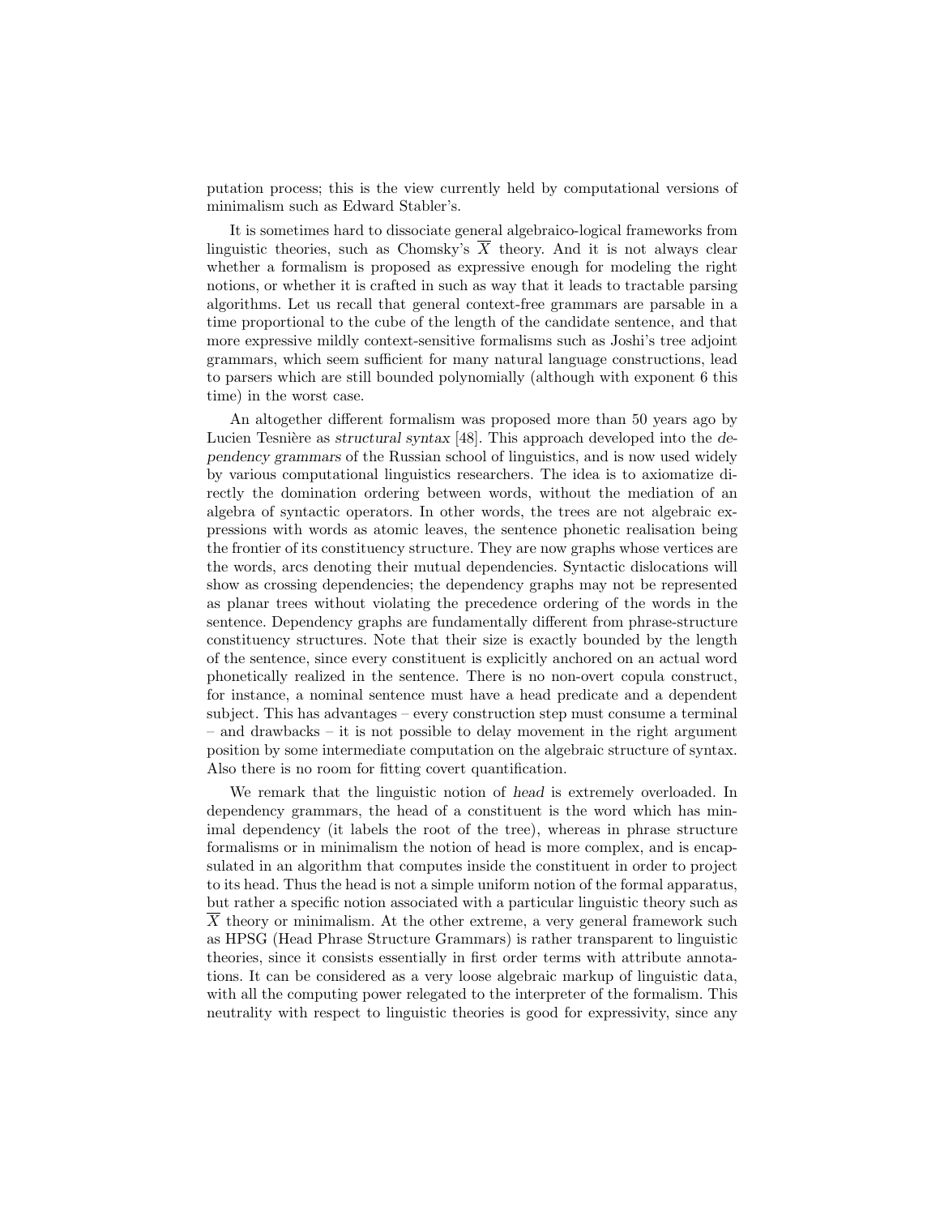putation process; this is the view currently held by computational versions of minimalism such as Edward Stabler's.

It is sometimes hard to dissociate general algebraico-logical frameworks from linguistic theories, such as Chomsky's $\overline{X}$ theory. And it is not always clear whether a formalism is proposed as expressive enough for modeling the right notions, or whether it is crafted in such as way that it leads to tractable parsing algorithms. Let us recall that general context-free grammars are parsable in a time proportional to the cube of the length of the candidate sentence, and that more expressive mildly context-sensitive formalisms such as Joshi's tree adjoint grammars, which seem sufficient for many natural language constructions, lead to parsers which are still bounded polynomially (although with exponent 6 this time) in the worst case.

An altogether different formalism was proposed more than 50 years ago by Lucien Tesnière as *structural syntax* [48]. This approach developed into the *dependency grammars* of the Russian school of linguistics, and is now used widely by various computational linguistics researchers. The idea is to axiomatize directly the domination ordering between words, without the mediation of an algebra of syntactic operators. In other words, the trees are not algebraic expressions with words as atomic leaves, the sentence phonetic realisation being the frontier of its constituency structure. They are now graphs whose vertices are the words, arcs denoting their mutual dependencies. Syntactic dislocations will show as crossing dependencies; the dependency graphs may not be represented as planar trees without violating the precedence ordering of the words in the sentence. Dependency graphs are fundamentally different from phrase-structure constituency structures. Note that their size is exactly bounded by the length of the sentence, since every constituent is explicitly anchored on an actual word phonetically realized in the sentence. There is no non-overt copula construct, for instance, a nominal sentence must have a head predicate and a dependent subject. This has advantages – every construction step must consume a terminal – and drawbacks – it is not possible to delay movement in the right argument position by some intermediate computation on the algebraic structure of syntax. Also there is no room for fitting covert quantification.

We remark that the linguistic notion of *head* is extremely overloaded. In dependency grammars, the head of a constituent is the word which has minimal dependency (it labels the root of the tree), whereas in phrase structure formalisms or in minimalism the notion of head is more complex, and is encapsulated in an algorithm that computes inside the constituent in order to project to its head. Thus the head is not a simple uniform notion of the formal apparatus, but rather a specific notion associated with a particular linguistic theory such as $\overline{X}$ theory or minimalism. At the other extreme, a very general framework such as HPSG (Head Phrase Structure Grammars) is rather transparent to linguistic theories, since it consists essentially in first order terms with attribute annotations. It can be considered as a very loose algebraic markup of linguistic data, with all the computing power relegated to the interpreter of the formalism. This neutrality with respect to linguistic theories is good for expressivity, since any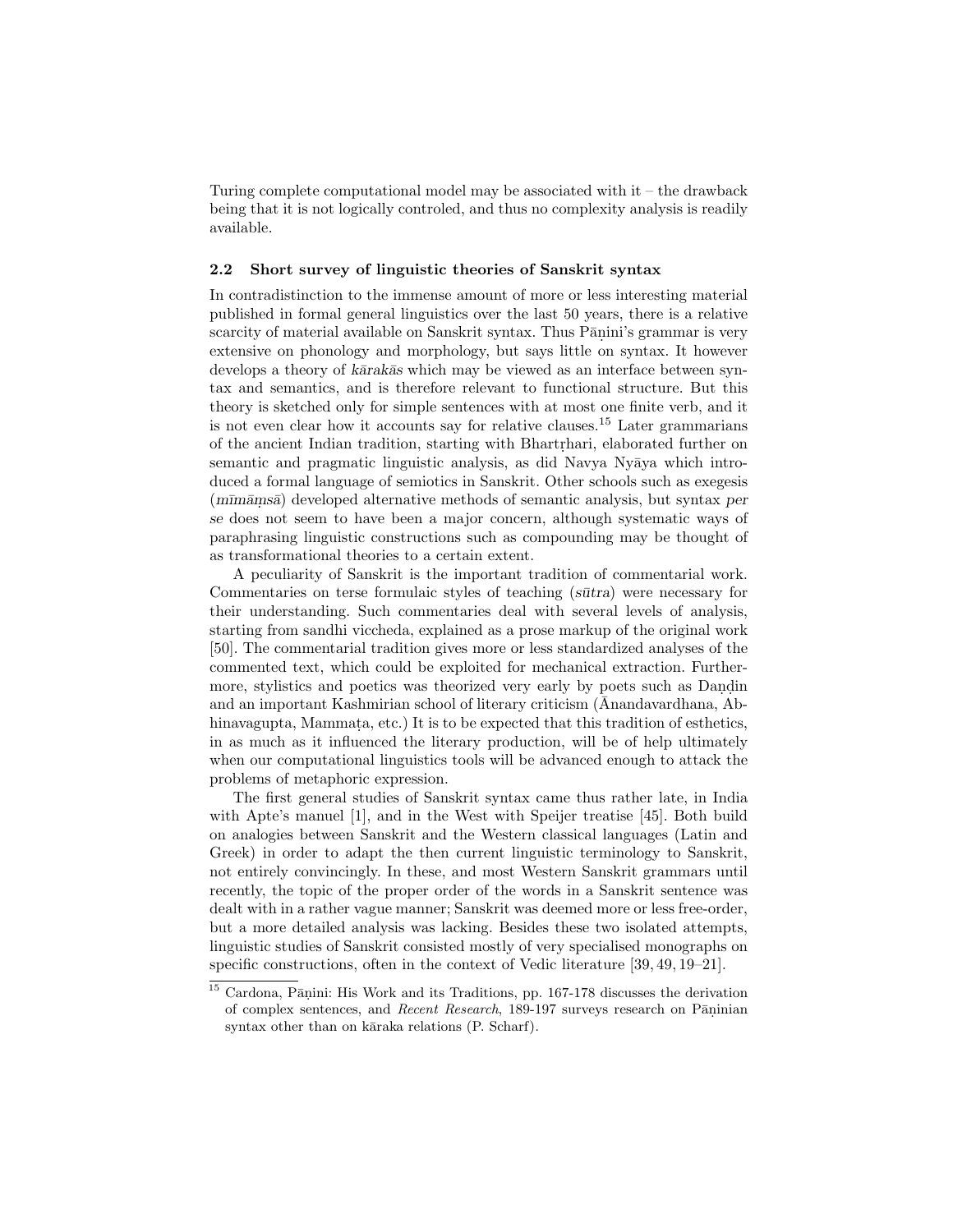Turing complete computational model may be associated with it – the drawback being that it is not logically controled, and thus no complexity analysis is readily available.

### 2.2 Short survey of linguistic theories of Sanskrit syntax

In contradistinction to the immense amount of more or less interesting material published in formal general linguistics over the last 50 years, there is a relative scarcity of material available on Sanskrit syntax. Thus Pāṇini's grammar is very extensive on phonology and morphology, but says little on syntax. It however develops a theory of *kārakās* which may be viewed as an interface between syntax and semantics, and is therefore relevant to functional structure. But this theory is sketched only for simple sentences with at most one finite verb, and it is not even clear how it accounts say for relative clauses.[15] Later grammarians of the ancient Indian tradition, starting with Bhartṛhari, elaborated further on semantic and pragmatic linguistic analysis, as did Navya Nyāya which introduced a formal language of semiotics in Sanskrit. Other schools such as exegesis (*mīmāṃsā*) developed alternative methods of semantic analysis, but syntax *per se* does not seem to have been a major concern, although systematic ways of paraphrasing linguistic constructions such as compounding may be thought of as transformational theories to a certain extent.

A peculiarity of Sanskrit is the important tradition of commentarial work. Commentaries on terse formulaic styles of teaching (*sūtra*) were necessary for their understanding. Such commentaries deal with several levels of analysis, starting from sandhi viccheda, explained as a prose markup of the original work [50]. The commentarial tradition gives more or less standardized analyses of the commented text, which could be exploited for mechanical extraction. Furthermore, stylistics and poetics was theorized very early by poets such as Daṇḍin and an important Kashmirian school of literary criticism (Ānandavardhana, Abhinavagupta, Mammaṭa, etc.) It is to be expected that this tradition of esthetics, in as much as it influenced the literary production, will be of help ultimately when our computational linguistics tools will be advanced enough to attack the problems of metaphoric expression.

The first general studies of Sanskrit syntax came thus rather late, in India with Apte's manuel [1], and in the West with Speijer treatise [45]. Both build on analogies between Sanskrit and the Western classical languages (Latin and Greek) in order to adapt the then current linguistic terminology to Sanskrit, not entirely convincingly. In these, and most Western Sanskrit grammars until recently, the topic of the proper order of the words in a Sanskrit sentence was dealt with in a rather vague manner; Sanskrit was deemed more or less free-order, but a more detailed analysis was lacking. Besides these two isolated attempts, linguistic studies of Sanskrit consisted mostly of very specialised monographs on specific constructions, often in the context of Vedic literature [39, 49, 19–21].

[15] Cardona, Pāṇini: His Work and its Traditions, pp. 167-178 discusses the derivation of complex sentences, and *Recent Research*, 189-197 surveys research on Pāṇinian syntax other than on kāraka relations (P. Scharf).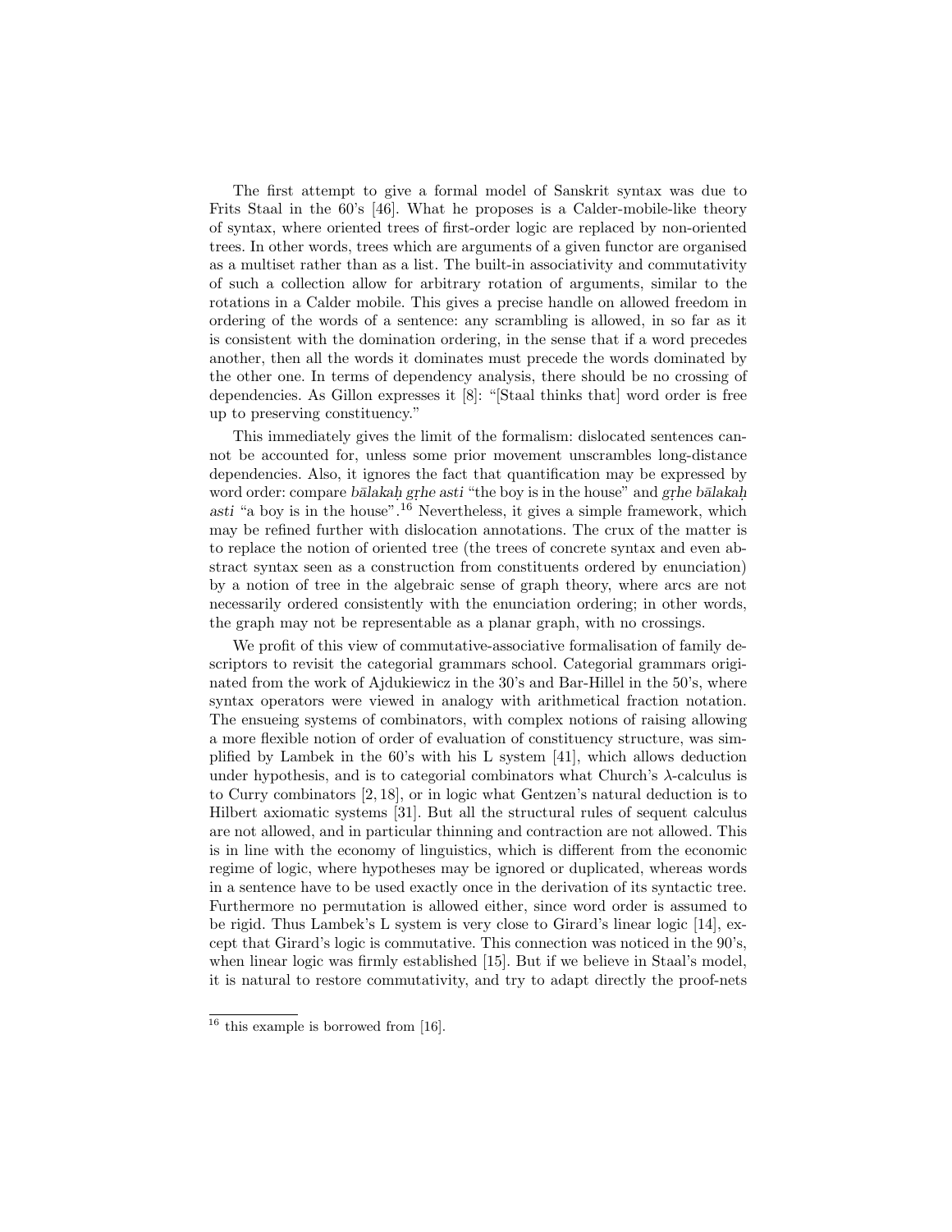The first attempt to give a formal model of Sanskrit syntax was due to Frits Staal in the 60's [46]. What he proposes is a Calder-mobile-like theory of syntax, where oriented trees of first-order logic are replaced by non-oriented trees. In other words, trees which are arguments of a given functor are organised as a multiset rather than as a list. The built-in associativity and commutativity of such a collection allow for arbitrary rotation of arguments, similar to the rotations in a Calder mobile. This gives a precise handle on allowed freedom in ordering of the words of a sentence: any scrambling is allowed, in so far as it is consistent with the domination ordering, in the sense that if a word precedes another, then all the words it dominates must precede the words dominated by the other one. In terms of dependency analysis, there should be no crossing of dependencies. As Gillon expresses it [8]: "[Staal thinks that] word order is free up to preserving constituency."

This immediately gives the limit of the formalism: dislocated sentences cannot be accounted for, unless some prior movement unscrambles long-distance dependencies. Also, it ignores the fact that quantification may be expressed by word order: compare *bālakaḥ gṛhe asti* "the boy is in the house" and *gṛhe bālakaḥ asti* "a boy is in the house".[16] Nevertheless, it gives a simple framework, which may be refined further with dislocation annotations. The crux of the matter is to replace the notion of oriented tree (the trees of concrete syntax and even abstract syntax seen as a construction from constituents ordered by enunciation) by a notion of tree in the algebraic sense of graph theory, where arcs are not necessarily ordered consistently with the enunciation ordering; in other words, the graph may not be representable as a planar graph, with no crossings.

We profit of this view of commutative-associative formalisation of family descriptors to revisit the categorial grammars school. Categorial grammars originated from the work of Ajdukiewicz in the 30's and Bar-Hillel in the 50's, where syntax operators were viewed in analogy with arithmetical fraction notation. The ensueing systems of combinators, with complex notions of raising allowing a more flexible notion of order of evaluation of constituency structure, was simplified by Lambek in the 60's with his L system [41], which allows deduction under hypothesis, and is to categorial combinators what Church's $\lambda$-calculus is to Curry combinators [2, 18], or in logic what Gentzen's natural deduction is to Hilbert axiomatic systems [31]. But all the structural rules of sequent calculus are not allowed, and in particular thinning and contraction are not allowed. This is in line with the economy of linguistics, which is different from the economic regime of logic, where hypotheses may be ignored or duplicated, whereas words in a sentence have to be used exactly once in the derivation of its syntactic tree. Furthermore no permutation is allowed either, since word order is assumed to be rigid. Thus Lambek's L system is very close to Girard's linear logic [14], except that Girard's logic is commutative. This connection was noticed in the 90's, when linear logic was firmly established [15]. But if we believe in Staal's model, it is natural to restore commutativity, and try to adapt directly the proof-nets

[16] this example is borrowed from [16].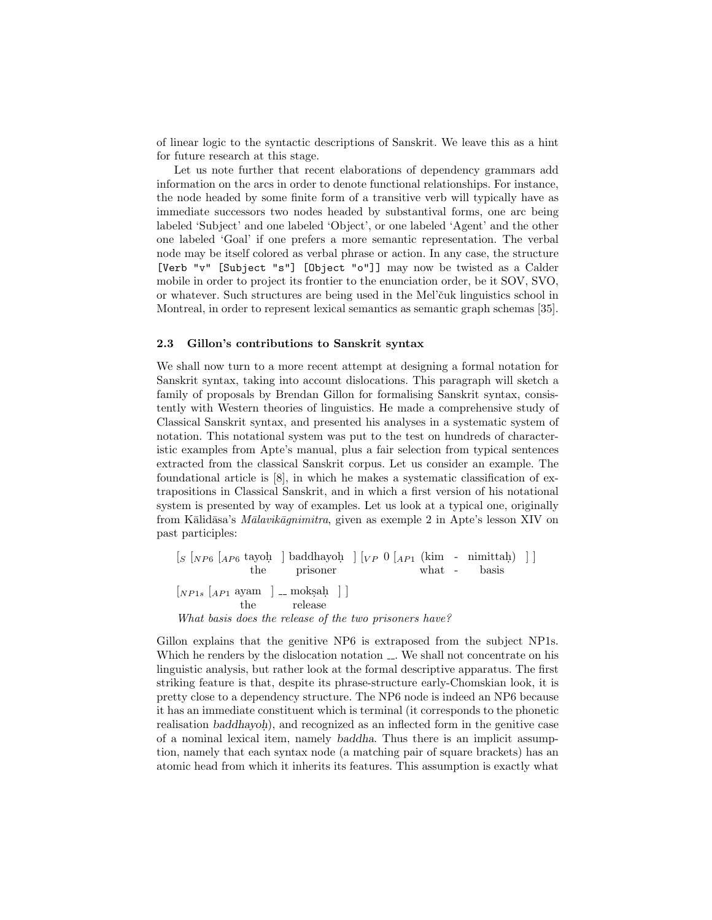of linear logic to the syntactic descriptions of Sanskrit. We leave this as a hint for future research at this stage.

Let us note further that recent elaborations of dependency grammars add information on the arcs in order to denote functional relationships. For instance, the node headed by some finite form of a transitive verb will typically have as immediate successors two nodes headed by substantival forms, one arc being labeled 'Subject' and one labeled 'Object', or one labeled 'Agent' and the other one labeled 'Goal' if one prefers a more semantic representation. The verbal node may be itself colored as verbal phrase or action. In any case, the structure `[Verb "v" [Subject "s"] [Object "o"]]` may now be twisted as a Calder mobile in order to project its frontier to the enunciation order, be it SOV, SVO, or whatever. Such structures are being used in the Mel'čuk linguistics school in Montreal, in order to represent lexical semantics as semantic graph schemas [35].

### 2.3 Gillon's contributions to Sanskrit syntax

We shall now turn to a more recent attempt at designing a formal notation for Sanskrit syntax, taking into account dislocations. This paragraph will sketch a family of proposals by Brendan Gillon for formalising Sanskrit syntax, consistently with Western theories of linguistics. He made a comprehensive study of Classical Sanskrit syntax, and presented his analyses in a systematic system of notation. This notational system was put to the test on hundreds of characteristic examples from Apte's manual, plus a fair selection from typical sentences extracted from the classical Sanskrit corpus. Let us consider an example. The foundational article is [8], in which he makes a systematic classification of extrapositions in Classical Sanskrit, and in which a first version of his notational system is presented by way of examples. Let us look at a typical one, originally from Kālidāsa's *Mālavikāgnimitra*, given as exemple 2 in Apte's lesson XIV on past participles:

$[_{S}$ $[_{NP6}$ $[_{AP6}$ tayoḥ ] baddhayoḥ ] $[_{VP}$ 0 $[_{AP1}$ (kim - nimittaḥ) ] ]
the prisoner what - basis

$[_{NP1s}$ $[_{AP1}$ ayam ] __ mokṣaḥ ] ]
the release

*What basis does the release of the two prisoners have?*

Gillon explains that the genitive NP6 is extraposed from the subject NP1s. Which he renders by the dislocation notation __. We shall not concentrate on his linguistic analysis, but rather look at the formal descriptive apparatus. The first striking feature is that, despite its phrase-structure early-Chomskian look, it is pretty close to a dependency structure. The NP6 node is indeed an NP6 because it has an immediate constituent which is terminal (it corresponds to the phonetic realisation *baddhayoḥ*), and recognized as an inflected form in the genitive case of a nominal lexical item, namely *baddha*. Thus there is an implicit assumption, namely that each syntax node (a matching pair of square brackets) has an atomic head from which it inherits its features. This assumption is exactly what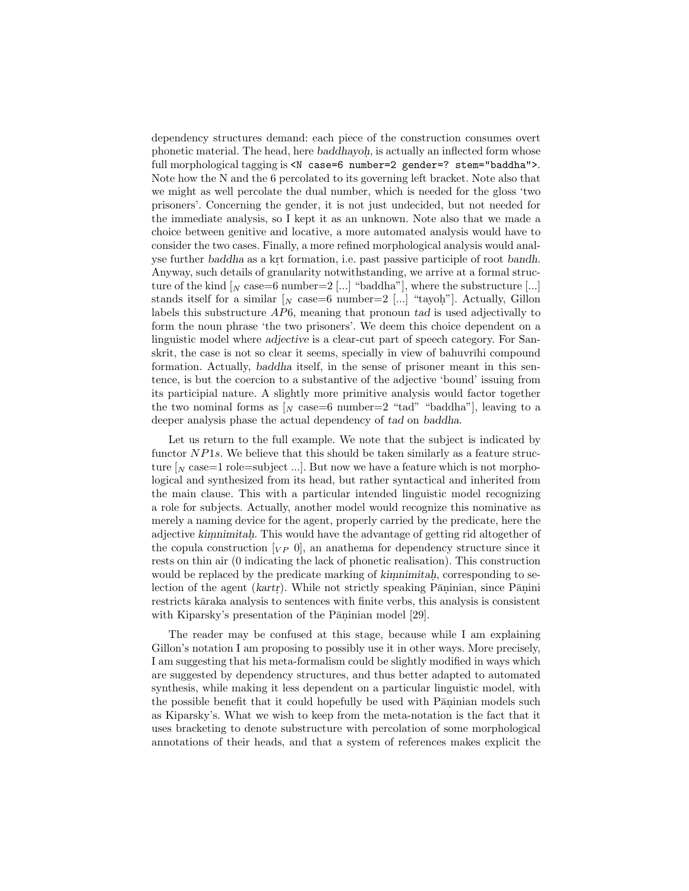dependency structures demand: each piece of the construction consumes overt phonetic material. The head, here *baddhayoḥ*, is actually an inflected form whose full morphological tagging is `<N case=6 number=2 gender=? stem="baddha">`. Note how the N and the 6 percolated to its governing left bracket. Note also that we might as well percolate the dual number, which is needed for the gloss 'two prisoners'. Concerning the gender, it is not just undecided, but not needed for the immediate analysis, so I kept it as an unknown. Note also that we made a choice between genitive and locative, a more automated analysis would have to consider the two cases. Finally, a more refined morphological analysis would analyse further *baddha* as a kṛt formation, i.e. past passive participle of root *bandh*. Anyway, such details of granularity notwithstanding, we arrive at a formal structure of the kind $[_N$ case=6 number=2 [...] "baddha"], where the substructure [...] stands itself for a similar $[_N$ case=6 number=2 [...] "tayoḥ"]. Actually, Gillon labels this substructure $AP6$, meaning that pronoun *tad* is used adjectivally to form the noun phrase 'the two prisoners'. We deem this choice dependent on a linguistic model where *adjective* is a clear-cut part of speech category. For Sanskrit, the case is not so clear it seems, specially in view of bahuvrīhi compound formation. Actually, *baddha* itself, in the sense of prisoner meant in this sentence, is but the coercion to a substantive of the adjective 'bound' issuing from its participial nature. A slightly more primitive analysis would factor together the two nominal forms as $[_N$ case=6 number=2 "tad" "baddha"], leaving to a deeper analysis phase the actual dependency of *tad* on *baddha*.

Let us return to the full example. We note that the subject is indicated by functor $NP1s$. We believe that this should be taken similarly as a feature structure $[_N$ case=1 role=subject ...]. But now we have a feature which is not morphological and synthesized from its head, but rather syntactical and inherited from the main clause. This with a particular intended linguistic model recognizing a role for subjects. Actually, another model would recognize this nominative as merely a naming device for the agent, properly carried by the predicate, here the adjective *kiṃnimitaḥ*. This would have the advantage of getting rid altogether of the copula construction $[_{VP}$ 0], an anathema for dependency structure since it rests on thin air (0 indicating the lack of phonetic realisation). This construction would be replaced by the predicate marking of *kiṃnimitaḥ*, corresponding to selection of the agent (*kartṛ*). While not strictly speaking Pāṇinian, since Pāṇini restricts kāraka analysis to sentences with finite verbs, this analysis is consistent with Kiparsky's presentation of the Pāṇinian model [29].

The reader may be confused at this stage, because while I am explaining Gillon's notation I am proposing to possibly use it in other ways. More precisely, I am suggesting that his meta-formalism could be slightly modified in ways which are suggested by dependency structures, and thus better adapted to automated synthesis, while making it less dependent on a particular linguistic model, with the possible benefit that it could hopefully be used with Pāṇinian models such as Kiparsky's. What we wish to keep from the meta-notation is the fact that it uses bracketing to denote substructure with percolation of some morphological annotations of their heads, and that a system of references makes explicit the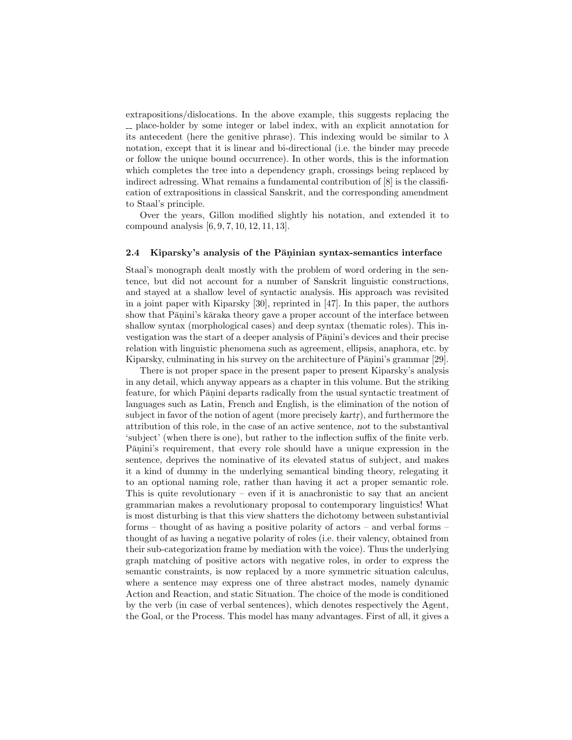extrapositions/dislocations. In the above example, this suggests replacing the __ place-holder by some integer or label index, with an explicit annotation for its antecedent (here the genitive phrase). This indexing would be similar to $\lambda$ notation, except that it is linear and bi-directional (i.e. the binder may precede or follow the unique bound occurrence). In other words, this is the information which completes the tree into a dependency graph, crossings being replaced by indirect adressing. What remains a fundamental contribution of [8] is the classification of extrapositions in classical Sanskrit, and the corresponding amendment to Staal's principle.

Over the years, Gillon modified slightly his notation, and extended it to compound analysis [6, 9, 7, 10, 12, 11, 13].

### 2.4 Kiparsky's analysis of the Pāṇinian syntax-semantics interface

Staal's monograph dealt mostly with the problem of word ordering in the sentence, but did not account for a number of Sanskrit linguistic constructions, and stayed at a shallow level of syntactic analysis. His approach was revisited in a joint paper with Kiparsky [30], reprinted in [47]. In this paper, the authors show that Pāṇini's kāraka theory gave a proper account of the interface between shallow syntax (morphological cases) and deep syntax (thematic roles). This investigation was the start of a deeper analysis of Pāṇini's devices and their precise relation with linguistic phenomena such as agreement, ellipsis, anaphora, etc. by Kiparsky, culminating in his survey on the architecture of Pāṇini's grammar [29].

There is not proper space in the present paper to present Kiparsky's analysis in any detail, which anyway appears as a chapter in this volume. But the striking feature, for which Pāṇini departs radically from the usual syntactic treatment of languages such as Latin, French and English, is the elimination of the notion of subject in favor of the notion of agent (more precisely *kartṛ*), and furthermore the attribution of this role, in the case of an active sentence, *not* to the substantival 'subject' (when there is one), but rather to the inflection suffix of the finite verb. Pāṇini's requirement, that every role should have a unique expression in the sentence, deprives the nominative of its elevated status of subject, and makes it a kind of dummy in the underlying semantical binding theory, relegating it to an optional naming role, rather than having it act a proper semantic role. This is quite revolutionary – even if it is anachronistic to say that an ancient grammarian makes a revolutionary proposal to contemporary linguistics! What is most disturbing is that this view shatters the dichotomy between substantivial forms – thought of as having a positive polarity of actors – and verbal forms – thought of as having a negative polarity of roles (i.e. their valency, obtained from their sub-categorization frame by mediation with the voice). Thus the underlying graph matching of positive actors with negative roles, in order to express the semantic constraints, is now replaced by a more symmetric situation calculus, where a sentence may express one of three abstract modes, namely dynamic Action and Reaction, and static Situation. The choice of the mode is conditioned by the verb (in case of verbal sentences), which denotes respectively the Agent, the Goal, or the Process. This model has many advantages. First of all, it gives a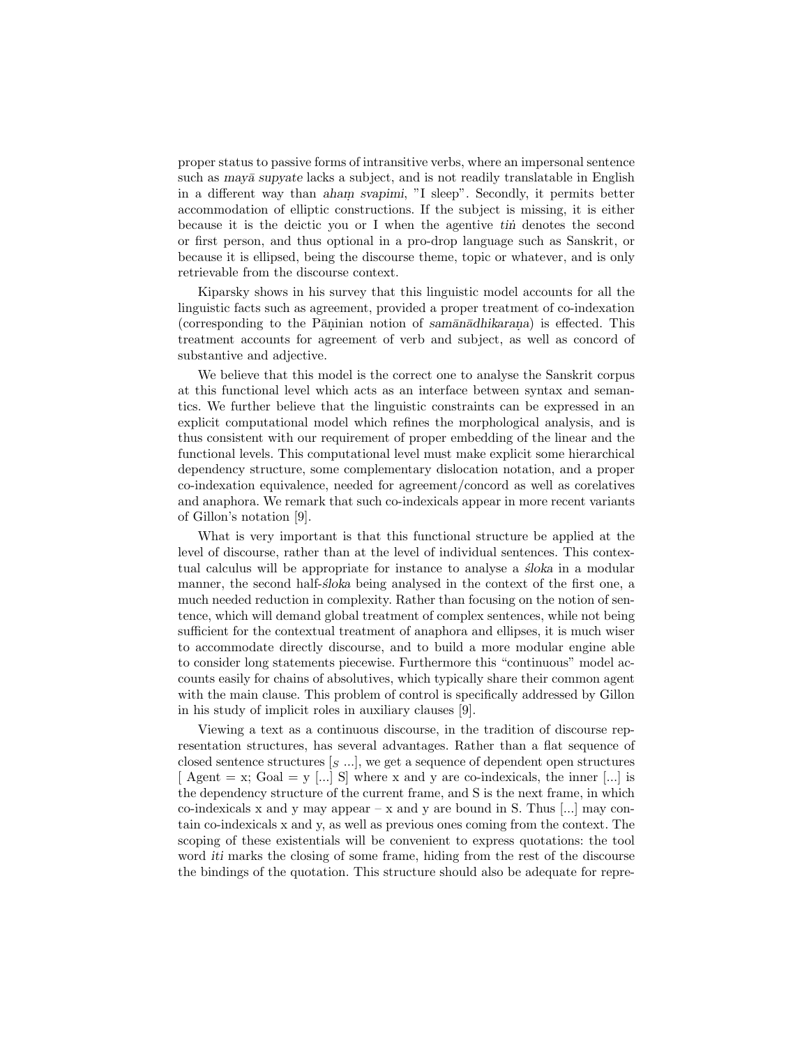proper status to passive forms of intransitive verbs, where an impersonal sentence such as *mayā supyate* lacks a subject, and is not readily translatable in English in a different way than *ahaṃ svapimi*, "I sleep". Secondly, it permits better accommodation of elliptic constructions. If the subject is missing, it is either because it is the deictic you or I when the agentive *tiṅ* denotes the second or first person, and thus optional in a pro-drop language such as Sanskrit, or because it is ellipsed, being the discourse theme, topic or whatever, and is only retrievable from the discourse context.

Kiparsky shows in his survey that this linguistic model accounts for all the linguistic facts such as agreement, provided a proper treatment of co-indexation (corresponding to the Pāṇinian notion of *samānādhikaraṇa*) is effected. This treatment accounts for agreement of verb and subject, as well as concord of substantive and adjective.

We believe that this model is the correct one to analyse the Sanskrit corpus at this functional level which acts as an interface between syntax and semantics. We further believe that the linguistic constraints can be expressed in an explicit computational model which refines the morphological analysis, and is thus consistent with our requirement of proper embedding of the linear and the functional levels. This computational level must make explicit some hierarchical dependency structure, some complementary dislocation notation, and a proper co-indexation equivalence, needed for agreement/concord as well as corelatives and anaphora. We remark that such co-indexicals appear in more recent variants of Gillon's notation [9].

What is very important is that this functional structure be applied at the level of discourse, rather than at the level of individual sentences. This contextual calculus will be appropriate for instance to analyse a *śloka* in a modular manner, the second half-*śloka* being analysed in the context of the first one, a much needed reduction in complexity. Rather than focusing on the notion of sentence, which will demand global treatment of complex sentences, while not being sufficient for the contextual treatment of anaphora and ellipses, it is much wiser to accommodate directly discourse, and to build a more modular engine able to consider long statements piecewise. Furthermore this "continuous" model accounts easily for chains of absolutives, which typically share their common agent with the main clause. This problem of control is specifically addressed by Gillon in his study of implicit roles in auxiliary clauses [9].

Viewing a text as a continuous discourse, in the tradition of discourse representation structures, has several advantages. Rather than a flat sequence of closed sentence structures $[_S \ldots]$, we get a sequence of dependent open structures [ Agent = x; Goal = y [...] S] where x and y are co-indexicals, the inner [...] is the dependency structure of the current frame, and S is the next frame, in which co-indexicals x and y may appear – x and y are bound in S. Thus [...] may contain co-indexicals x and y, as well as previous ones coming from the context. The scoping of these existentials will be convenient to express quotations: the tool word *iti* marks the closing of some frame, hiding from the rest of the discourse the bindings of the quotation. This structure should also be adequate for repre-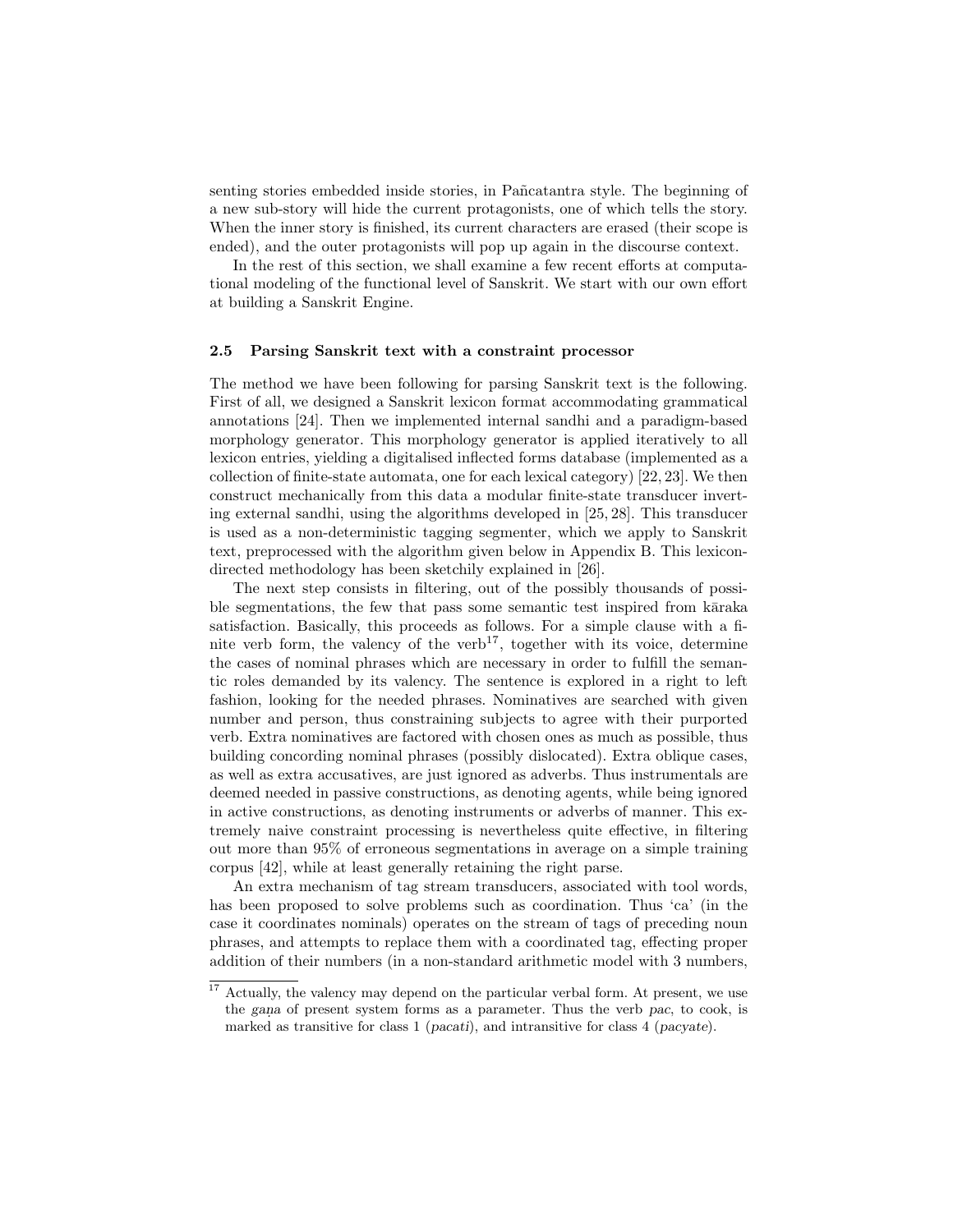senting stories embedded inside stories, in Pañcatantra style. The beginning of a new sub-story will hide the current protagonists, one of which tells the story. When the inner story is finished, its current characters are erased (their scope is ended), and the outer protagonists will pop up again in the discourse context.

In the rest of this section, we shall examine a few recent efforts at computational modeling of the functional level of Sanskrit. We start with our own effort at building a Sanskrit Engine.

### 2.5 Parsing Sanskrit text with a constraint processor

The method we have been following for parsing Sanskrit text is the following. First of all, we designed a Sanskrit lexicon format accommodating grammatical annotations [24]. Then we implemented internal sandhi and a paradigm-based morphology generator. This morphology generator is applied iteratively to all lexicon entries, yielding a digitalised inflected forms database (implemented as a collection of finite-state automata, one for each lexical category) [22, 23]. We then construct mechanically from this data a modular finite-state transducer inverting external sandhi, using the algorithms developed in [25, 28]. This transducer is used as a non-deterministic tagging segmenter, which we apply to Sanskrit text, preprocessed with the algorithm given below in Appendix B. This lexicon-directed methodology has been sketchily explained in [26].

The next step consists in filtering, out of the possibly thousands of possible segmentations, the few that pass some semantic test inspired from kāraka satisfaction. Basically, this proceeds as follows. For a simple clause with a finite verb form, the valency of the verb[17], together with its voice, determine the cases of nominal phrases which are necessary in order to fulfill the semantic roles demanded by its valency. The sentence is explored in a right to left fashion, looking for the needed phrases. Nominatives are searched with given number and person, thus constraining subjects to agree with their purported verb. Extra nominatives are factored with chosen ones as much as possible, thus building concording nominal phrases (possibly dislocated). Extra oblique cases, as well as extra accusatives, are just ignored as adverbs. Thus instrumentals are deemed needed in passive constructions, as denoting agents, while being ignored in active constructions, as denoting instruments or adverbs of manner. This extremely naive constraint processing is nevertheless quite effective, in filtering out more than 95% of erroneous segmentations in average on a simple training corpus [42], while at least generally retaining the right parse.

An extra mechanism of tag stream transducers, associated with tool words, has been proposed to solve problems such as coordination. Thus 'ca' (in the case it coordinates nominals) operates on the stream of tags of preceding noun phrases, and attempts to replace them with a coordinated tag, effecting proper addition of their numbers (in a non-standard arithmetic model with 3 numbers,

[17] Actually, the valency may depend on the particular verbal form. At present, we use the *gaṇa* of present system forms as a parameter. Thus the verb *pac*, to cook, is marked as transitive for class 1 (*pacati*), and intransitive for class 4 (*pacyate*).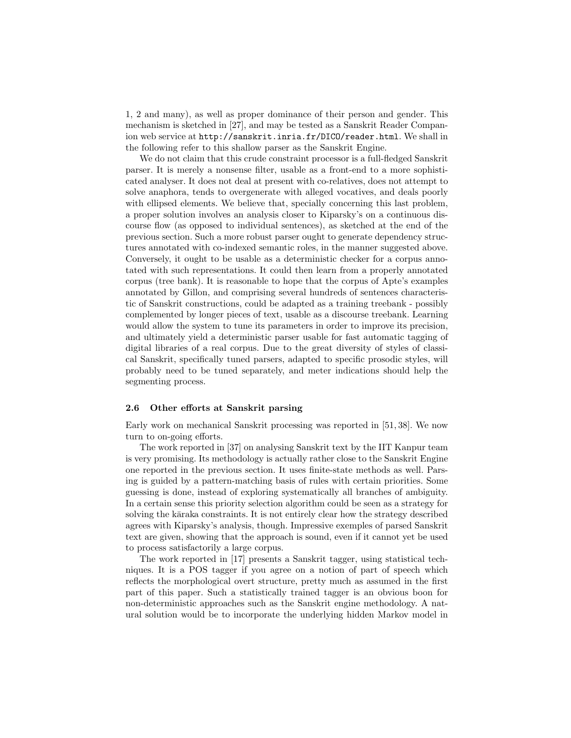1, 2 and many), as well as proper dominance of their person and gender. This mechanism is sketched in [27], and may be tested as a Sanskrit Reader Companion web service at http://sanskrit.inria.fr/DICO/reader.html. We shall in the following refer to this shallow parser as the Sanskrit Engine.

We do not claim that this crude constraint processor is a full-fledged Sanskrit parser. It is merely a nonsense filter, usable as a front-end to a more sophisticated analyser. It does not deal at present with co-relatives, does not attempt to solve anaphora, tends to overgenerate with alleged vocatives, and deals poorly with ellipsed elements. We believe that, specially concerning this last problem, a proper solution involves an analysis closer to Kiparsky's on a continuous discourse flow (as opposed to individual sentences), as sketched at the end of the previous section. Such a more robust parser ought to generate dependency structures annotated with co-indexed semantic roles, in the manner suggested above. Conversely, it ought to be usable as a deterministic checker for a corpus annotated with such representations. It could then learn from a properly annotated corpus (tree bank). It is reasonable to hope that the corpus of Apte's examples annotated by Gillon, and comprising several hundreds of sentences characteristic of Sanskrit constructions, could be adapted as a training treebank - possibly complemented by longer pieces of text, usable as a discourse treebank. Learning would allow the system to tune its parameters in order to improve its precision, and ultimately yield a deterministic parser usable for fast automatic tagging of digital libraries of a real corpus. Due to the great diversity of styles of classical Sanskrit, specifically tuned parsers, adapted to specific prosodic styles, will probably need to be tuned separately, and meter indications should help the segmenting process.

### 2.6 Other efforts at Sanskrit parsing

Early work on mechanical Sanskrit processing was reported in [51, 38]. We now turn to on-going efforts.

The work reported in [37] on analysing Sanskrit text by the IIT Kanpur team is very promising. Its methodology is actually rather close to the Sanskrit Engine one reported in the previous section. It uses finite-state methods as well. Parsing is guided by a pattern-matching basis of rules with certain priorities. Some guessing is done, instead of exploring systematically all branches of ambiguity. In a certain sense this priority selection algorithm could be seen as a strategy for solving the kāraka constraints. It is not entirely clear how the strategy described agrees with Kiparsky's analysis, though. Impressive exemples of parsed Sanskrit text are given, showing that the approach is sound, even if it cannot yet be used to process satisfactorily a large corpus.

The work reported in [17] presents a Sanskrit tagger, using statistical techniques. It is a POS tagger if you agree on a notion of part of speech which reflects the morphological overt structure, pretty much as assumed in the first part of this paper. Such a statistically trained tagger is an obvious boon for non-deterministic approaches such as the Sanskrit engine methodology. A natural solution would be to incorporate the underlying hidden Markov model in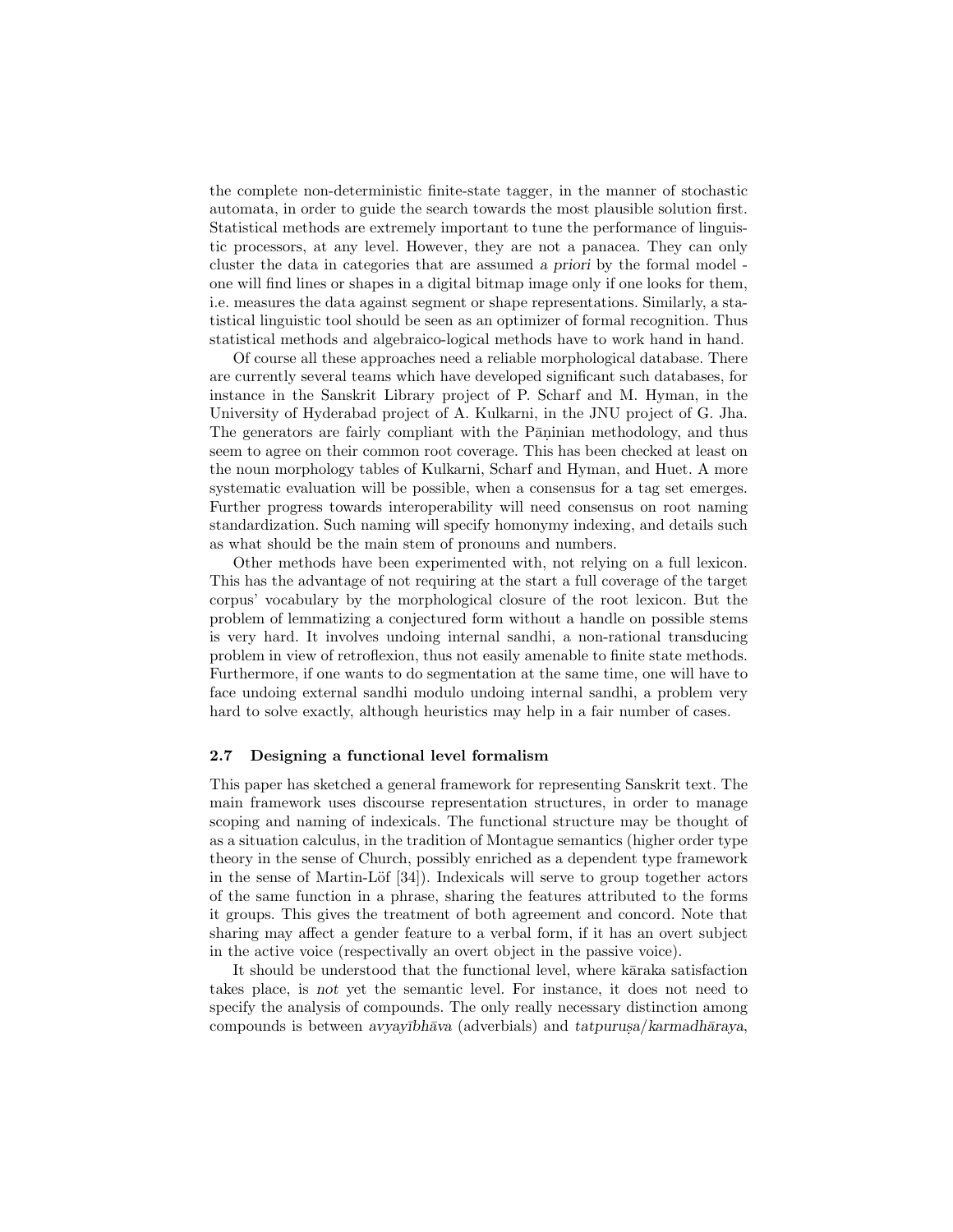the complete non-deterministic finite-state tagger, in the manner of stochastic automata, in order to guide the search towards the most plausible solution first. Statistical methods are extremely important to tune the performance of linguistic processors, at any level. However, they are not a panacea. They can only cluster the data in categories that are assumed *a priori* by the formal model - one will find lines or shapes in a digital bitmap image only if one looks for them, i.e. measures the data against segment or shape representations. Similarly, a statistical linguistic tool should be seen as an optimizer of formal recognition. Thus statistical methods and algebraico-logical methods have to work hand in hand.

Of course all these approaches need a reliable morphological database. There are currently several teams which have developed significant such databases, for instance in the Sanskrit Library project of P. Scharf and M. Hyman, in the University of Hyderabad project of A. Kulkarni, in the JNU project of G. Jha. The generators are fairly compliant with the Pāṇinian methodology, and thus seem to agree on their common root coverage. This has been checked at least on the noun morphology tables of Kulkarni, Scharf and Hyman, and Huet. A more systematic evaluation will be possible, when a consensus for a tag set emerges. Further progress towards interoperability will need consensus on root naming standardization. Such naming will specify homonymy indexing, and details such as what should be the main stem of pronouns and numbers.

Other methods have been experimented with, not relying on a full lexicon. This has the advantage of not requiring at the start a full coverage of the target corpus' vocabulary by the morphological closure of the root lexicon. But the problem of lemmatizing a conjectured form without a handle on possible stems is very hard. It involves undoing internal sandhi, a non-rational transducing problem in view of retroflexion, thus not easily amenable to finite state methods. Furthermore, if one wants to do segmentation at the same time, one will have to face undoing external sandhi modulo undoing internal sandhi, a problem very hard to solve exactly, although heuristics may help in a fair number of cases.

### 2.7 Designing a functional level formalism

This paper has sketched a general framework for representing Sanskrit text. The main framework uses discourse representation structures, in order to manage scoping and naming of indexicals. The functional structure may be thought of as a situation calculus, in the tradition of Montague semantics (higher order type theory in the sense of Church, possibly enriched as a dependent type framework in the sense of Martin-Löf [34]). Indexicals will serve to group together actors of the same function in a phrase, sharing the features attributed to the forms it groups. This gives the treatment of both agreement and concord. Note that sharing may affect a gender feature to a verbal form, if it has an overt subject in the active voice (respectivally an overt object in the passive voice).

It should be understood that the functional level, where kāraka satisfaction takes place, is *not* yet the semantic level. For instance, it does not need to specify the analysis of compounds. The only really necessary distinction among compounds is between *avyayībhāva* (adverbials) and *tatpuruṣa/karmadhāraya*,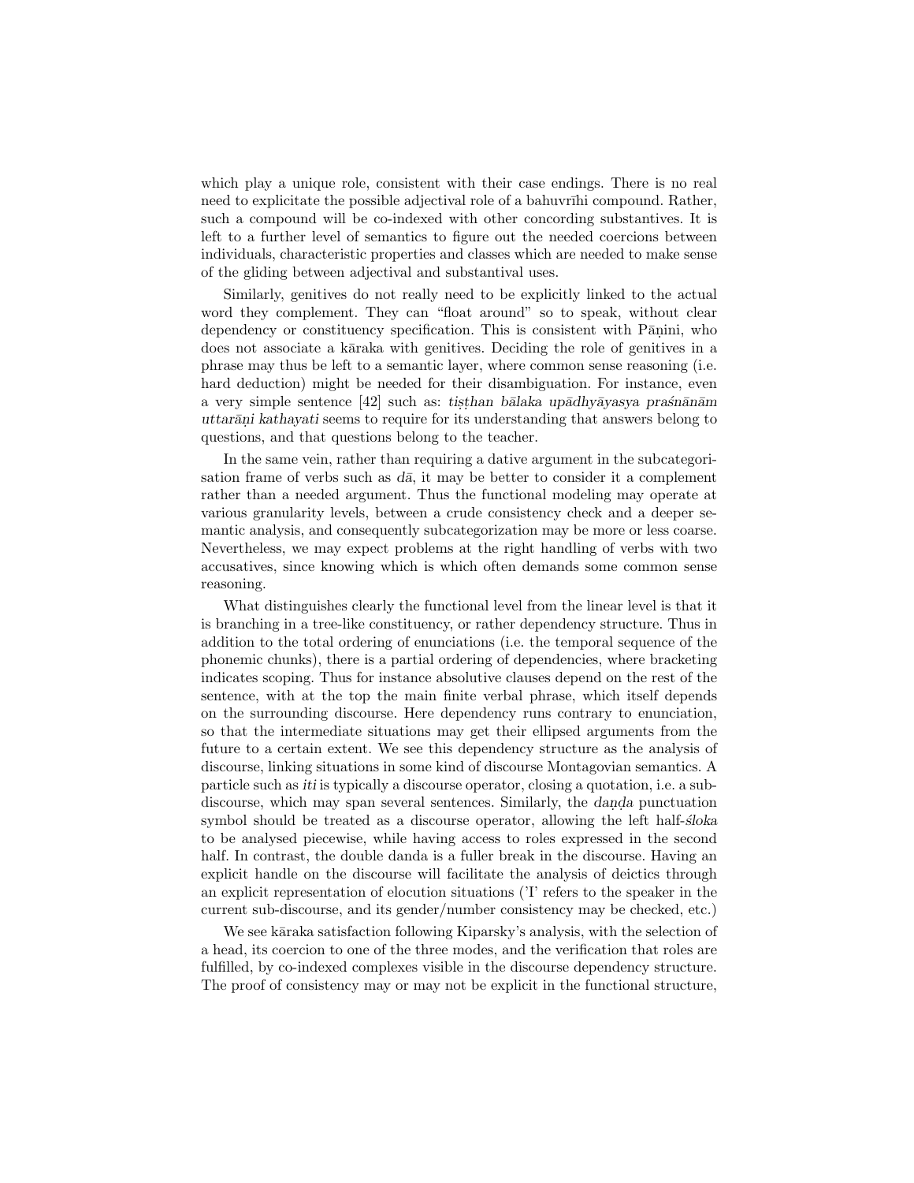which play a unique role, consistent with their case endings. There is no real need to explicitate the possible adjectival role of a bahuvrīhi compound. Rather, such a compound will be co-indexed with other concording substantives. It is left to a further level of semantics to figure out the needed coercions between individuals, characteristic properties and classes which are needed to make sense of the gliding between adjectival and substantival uses.

Similarly, genitives do not really need to be explicitly linked to the actual word they complement. They can "float around" so to speak, without clear dependency or constituency specification. This is consistent with Pāṇini, who does not associate a kāraka with genitives. Deciding the role of genitives in a phrase may thus be left to a semantic layer, where common sense reasoning (i.e. hard deduction) might be needed for their disambiguation. For instance, even a very simple sentence [42] such as: *tiṣṭhan bālaka upādhyāyasya praśnānām uttarāṇi kathayati* seems to require for its understanding that answers belong to questions, and that questions belong to the teacher.

In the same vein, rather than requiring a dative argument in the subcategorisation frame of verbs such as *dā*, it may be better to consider it a complement rather than a needed argument. Thus the functional modeling may operate at various granularity levels, between a crude consistency check and a deeper semantic analysis, and consequently subcategorization may be more or less coarse. Nevertheless, we may expect problems at the right handling of verbs with two accusatives, since knowing which is which often demands some common sense reasoning.

What distinguishes clearly the functional level from the linear level is that it is branching in a tree-like constituency, or rather dependency structure. Thus in addition to the total ordering of enunciations (i.e. the temporal sequence of the phonemic chunks), there is a partial ordering of dependencies, where bracketing indicates scoping. Thus for instance absolutive clauses depend on the rest of the sentence, with at the top the main finite verbal phrase, which itself depends on the surrounding discourse. Here dependency runs contrary to enunciation, so that the intermediate situations may get their ellipsed arguments from the future to a certain extent. We see this dependency structure as the analysis of discourse, linking situations in some kind of discourse Montagovian semantics. A particle such as *iti* is typically a discourse operator, closing a quotation, i.e. a sub-discourse, which may span several sentences. Similarly, the *daṇḍa* punctuation symbol should be treated as a discourse operator, allowing the left half-*śloka* to be analysed piecewise, while having access to roles expressed in the second half. In contrast, the double danda is a fuller break in the discourse. Having an explicit handle on the discourse will facilitate the analysis of deictics through an explicit representation of elocution situations ('I' refers to the speaker in the current sub-discourse, and its gender/number consistency may be checked, etc.)

We see kāraka satisfaction following Kiparsky's analysis, with the selection of a head, its coercion to one of the three modes, and the verification that roles are fulfilled, by co-indexed complexes visible in the discourse dependency structure. The proof of consistency may or may not be explicit in the functional structure,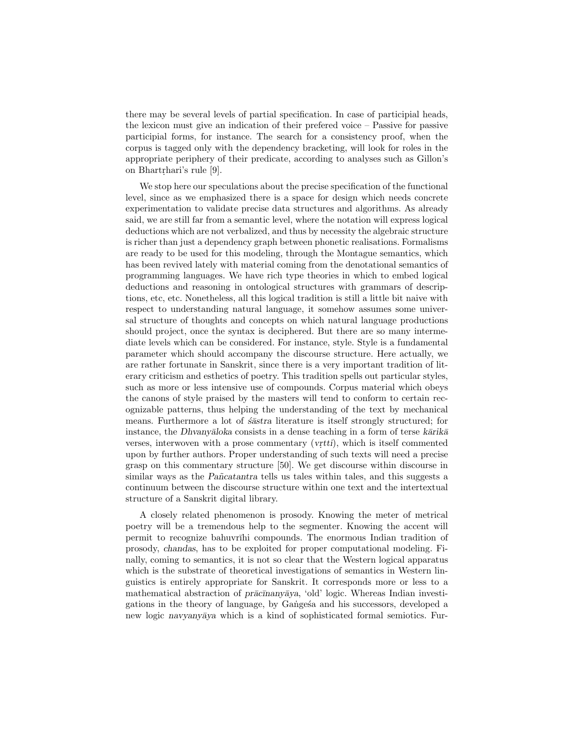there may be several levels of partial specification. In case of participial heads, the lexicon must give an indication of their prefered voice – Passive for passive participial forms, for instance. The search for a consistency proof, when the corpus is tagged only with the dependency bracketing, will look for roles in the appropriate periphery of their predicate, according to analyses such as Gillon's on Bhartṛhari's rule [9].

We stop here our speculations about the precise specification of the functional level, since as we emphasized there is a space for design which needs concrete experimentation to validate precise data structures and algorithms. As already said, we are still far from a semantic level, where the notation will express logical deductions which are not verbalized, and thus by necessity the algebraic structure is richer than just a dependency graph between phonetic realisations. Formalisms are ready to be used for this modeling, through the Montague semantics, which has been revived lately with material coming from the denotational semantics of programming languages. We have rich type theories in which to embed logical deductions and reasoning in ontological structures with grammars of descriptions, etc, etc. Nonetheless, all this logical tradition is still a little bit naive with respect to understanding natural language, it somehow assumes some universal structure of thoughts and concepts on which natural language productions should project, once the syntax is deciphered. But there are so many intermediate levels which can be considered. For instance, style. Style is a fundamental parameter which should accompany the discourse structure. Here actually, we are rather fortunate in Sanskrit, since there is a very important tradition of literary criticism and esthetics of poetry. This tradition spells out particular styles, such as more or less intensive use of compounds. Corpus material which obeys the canons of style praised by the masters will tend to conform to certain recognizable patterns, thus helping the understanding of the text by mechanical means. Furthermore a lot of *śāstra* literature is itself strongly structured; for instance, the *Dhvanyāloka* consists in a dense teaching in a form of terse *kārikā* verses, interwoven with a prose commentary (*vṛtti*), which is itself commented upon by further authors. Proper understanding of such texts will need a precise grasp on this commentary structure [50]. We get discourse within discourse in similar ways as the *Pañcatantra* tells us tales within tales, and this suggests a continuum between the discourse structure within one text and the intertextual structure of a Sanskrit digital library.

A closely related phenomenon is prosody. Knowing the meter of metrical poetry will be a tremendous help to the segmenter. Knowing the accent will permit to recognize bahuvrīhi compounds. The enormous Indian tradition of prosody, *chandas*, has to be exploited for proper computational modeling. Finally, coming to semantics, it is not so clear that the Western logical apparatus which is the substrate of theoretical investigations of semantics in Western linguistics is entirely appropriate for Sanskrit. It corresponds more or less to a mathematical abstraction of *prācīnanyāya*, 'old' logic. Whereas Indian investigations in the theory of language, by Gaṅgeśa and his successors, developed a new logic *navyanyāya* which is a kind of sophisticated formal semiotics. Fur-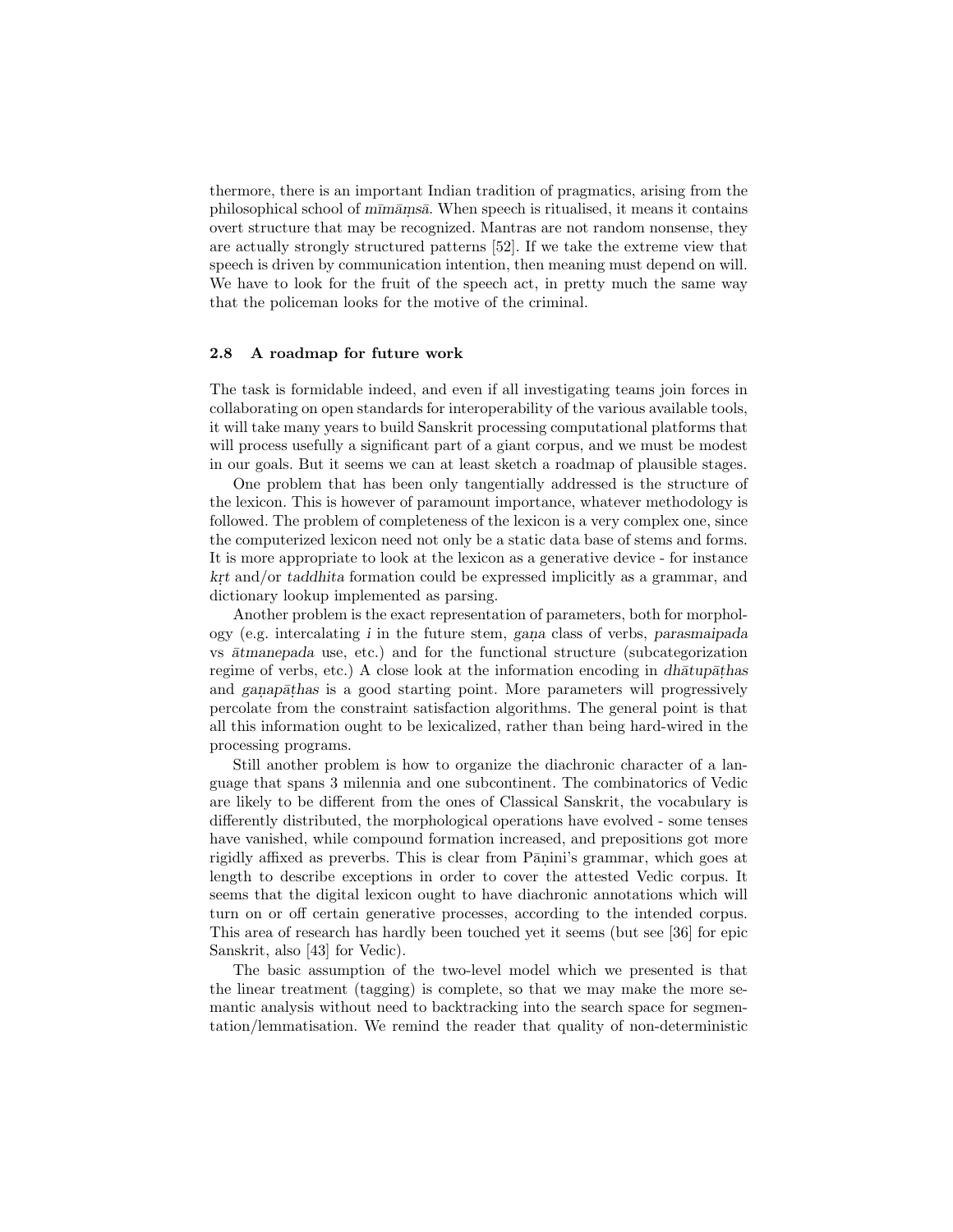thermore, there is an important Indian tradition of pragmatics, arising from the philosophical school of *mīmāṃsā*. When speech is ritualised, it means it contains overt structure that may be recognized. Mantras are not random nonsense, they are actually strongly structured patterns [52]. If we take the extreme view that speech is driven by communication intention, then meaning must depend on will. We have to look for the fruit of the speech act, in pretty much the same way that the policeman looks for the motive of the criminal.

### 2.8 A roadmap for future work

The task is formidable indeed, and even if all investigating teams join forces in collaborating on open standards for interoperability of the various available tools, it will take many years to build Sanskrit processing computational platforms that will process usefully a significant part of a giant corpus, and we must be modest in our goals. But it seems we can at least sketch a roadmap of plausible stages.

One problem that has been only tangentially addressed is the structure of the lexicon. This is however of paramount importance, whatever methodology is followed. The problem of completeness of the lexicon is a very complex one, since the computerized lexicon need not only be a static data base of stems and forms. It is more appropriate to look at the lexicon as a generative device - for instance *kṛt* and/or *taddhita* formation could be expressed implicitly as a grammar, and dictionary lookup implemented as parsing.

Another problem is the exact representation of parameters, both for morphology (e.g. intercalating *i* in the future stem, *gaṇa* class of verbs, *parasmaipada* vs *ātmanepada* use, etc.) and for the functional structure (subcategorization regime of verbs, etc.) A close look at the information encoding in *dhātupāṭhas* and *gaṇapāṭhas* is a good starting point. More parameters will progressively percolate from the constraint satisfaction algorithms. The general point is that all this information ought to be lexicalized, rather than being hard-wired in the processing programs.

Still another problem is how to organize the diachronic character of a language that spans 3 milennia and one subcontinent. The combinatorics of Vedic are likely to be different from the ones of Classical Sanskrit, the vocabulary is differently distributed, the morphological operations have evolved - some tenses have vanished, while compound formation increased, and prepositions got more rigidly affixed as preverbs. This is clear from Pāṇini's grammar, which goes at length to describe exceptions in order to cover the attested Vedic corpus. It seems that the digital lexicon ought to have diachronic annotations which will turn on or off certain generative processes, according to the intended corpus. This area of research has hardly been touched yet it seems (but see [36] for epic Sanskrit, also [43] for Vedic).

The basic assumption of the two-level model which we presented is that the linear treatment (tagging) is complete, so that we may make the more semantic analysis without need to backtracking into the search space for segmentation/lemmatisation. We remind the reader that quality of non-deterministic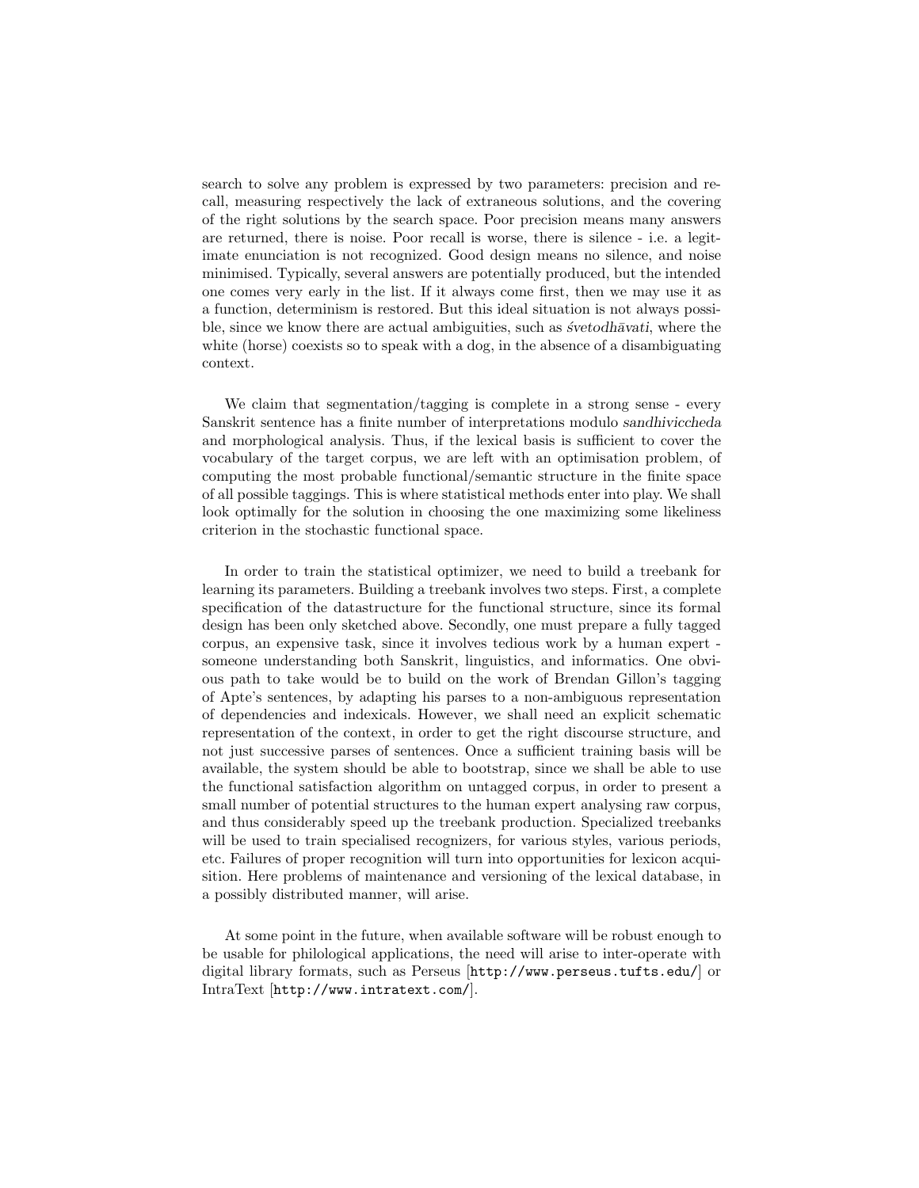search to solve any problem is expressed by two parameters: precision and recall, measuring respectively the lack of extraneous solutions, and the covering of the right solutions by the search space. Poor precision means many answers are returned, there is noise. Poor recall is worse, there is silence - i.e. a legitimate enunciation is not recognized. Good design means no silence, and noise minimised. Typically, several answers are potentially produced, but the intended one comes very early in the list. If it always come first, then we may use it as a function, determinism is restored. But this ideal situation is not always possible, since we know there are actual ambiguities, such as *śvetodhāvati*, where the white (horse) coexists so to speak with a dog, in the absence of a disambiguating context.

We claim that segmentation/tagging is complete in a strong sense - every Sanskrit sentence has a finite number of interpretations modulo *sandhiviccheda* and morphological analysis. Thus, if the lexical basis is sufficient to cover the vocabulary of the target corpus, we are left with an optimisation problem, of computing the most probable functional/semantic structure in the finite space of all possible taggings. This is where statistical methods enter into play. We shall look optimally for the solution in choosing the one maximizing some likeliness criterion in the stochastic functional space.

In order to train the statistical optimizer, we need to build a treebank for learning its parameters. Building a treebank involves two steps. First, a complete specification of the datastructure for the functional structure, since its formal design has been only sketched above. Secondly, one must prepare a fully tagged corpus, an expensive task, since it involves tedious work by a human expert - someone understanding both Sanskrit, linguistics, and informatics. One obvious path to take would be to build on the work of Brendan Gillon's tagging of Apte's sentences, by adapting his parses to a non-ambiguous representation of dependencies and indexicals. However, we shall need an explicit schematic representation of the context, in order to get the right discourse structure, and not just successive parses of sentences. Once a sufficient training basis will be available, the system should be able to bootstrap, since we shall be able to use the functional satisfaction algorithm on untagged corpus, in order to present a small number of potential structures to the human expert analysing raw corpus, and thus considerably speed up the treebank production. Specialized treebanks will be used to train specialised recognizers, for various styles, various periods, etc. Failures of proper recognition will turn into opportunities for lexicon acquisition. Here problems of maintenance and versioning of the lexical database, in a possibly distributed manner, will arise.

At some point in the future, when available software will be robust enough to be usable for philological applications, the need will arise to inter-operate with digital library formats, such as Perseus [`http://www.perseus.tufts.edu/`] or IntraText [`http://www.intratext.com/`].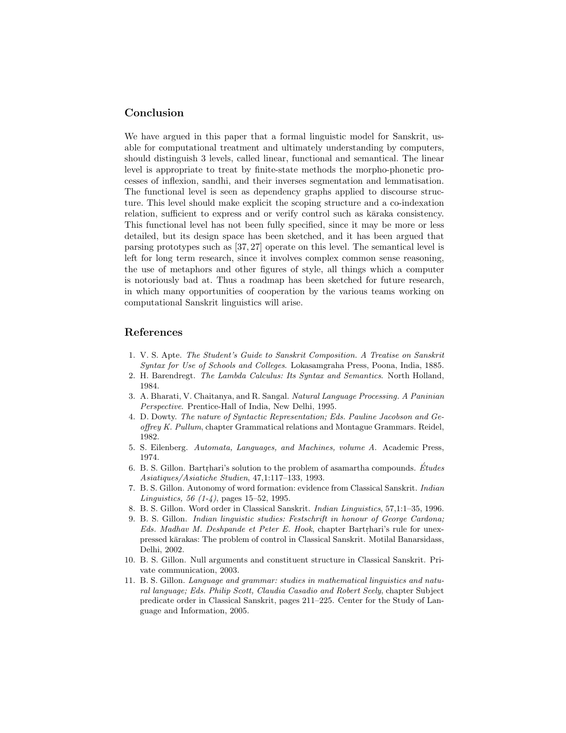## Conclusion

We have argued in this paper that a formal linguistic model for Sanskrit, usable for computational treatment and ultimately understanding by computers, should distinguish 3 levels, called linear, functional and semantical. The linear level is appropriate to treat by finite-state methods the morpho-phonetic processes of inflexion, sandhi, and their inverses segmentation and lemmatisation. The functional level is seen as dependency graphs applied to discourse structure. This level should make explicit the scoping structure and a co-indexation relation, sufficient to express and or verify control such as kāraka consistency. This functional level has not been fully specified, since it may be more or less detailed, but its design space has been sketched, and it has been argued that parsing prototypes such as [37, 27] operate on this level. The semantical level is left for long term research, since it involves complex common sense reasoning, the use of metaphors and other figures of style, all things which a computer is notoriously bad at. Thus a roadmap has been sketched for future research, in which many opportunities of cooperation by the various teams working on computational Sanskrit linguistics will arise.

## References

1. V. S. Apte. *The Student's Guide to Sanskrit Composition. A Treatise on Sanskrit Syntax for Use of Schools and Colleges*. Lokasamgraha Press, Poona, India, 1885.
2. H. Barendregt. *The Lambda Calculus: Its Syntax and Semantics*. North Holland, 1984.
3. A. Bharati, V. Chaitanya, and R. Sangal. *Natural Language Processing. A Paninian Perspective*. Prentice-Hall of India, New Delhi, 1995.
4. D. Dowty. *The nature of Syntactic Representation; Eds. Pauline Jacobson and Geoffrey K. Pullum*, chapter Grammatical relations and Montague Grammars. Reidel, 1982.
5. S. Eilenberg. *Automata, Languages, and Machines, volume A*. Academic Press, 1974.
6. B. S. Gillon. Bartṛhari's solution to the problem of asamartha compounds. *Études Asiatiques/Asiatiche Studien*, 47,1:117–133, 1993.
7. B. S. Gillon. Autonomy of word formation: evidence from Classical Sanskrit. *Indian Linguistics, 56 (1-4)*, pages 15–52, 1995.
8. B. S. Gillon. Word order in Classical Sanskrit. *Indian Linguistics*, 57,1:1–35, 1996.
9. B. S. Gillon. *Indian linguistic studies: Festschrift in honour of George Cardona; Eds. Madhav M. Deshpande et Peter E. Hook*, chapter Bartṛhari's rule for unexpressed kārakas: The problem of control in Classical Sanskrit. Motilal Banarsidass, Delhi, 2002.
10. B. S. Gillon. Null arguments and constituent structure in Classical Sanskrit. Private communication, 2003.
11. B. S. Gillon. *Language and grammar: studies in mathematical linguistics and natural language; Eds. Philip Scott, Claudia Casadio and Robert Seely*, chapter Subject predicate order in Classical Sanskrit, pages 211–225. Center for the Study of Language and Information, 2005.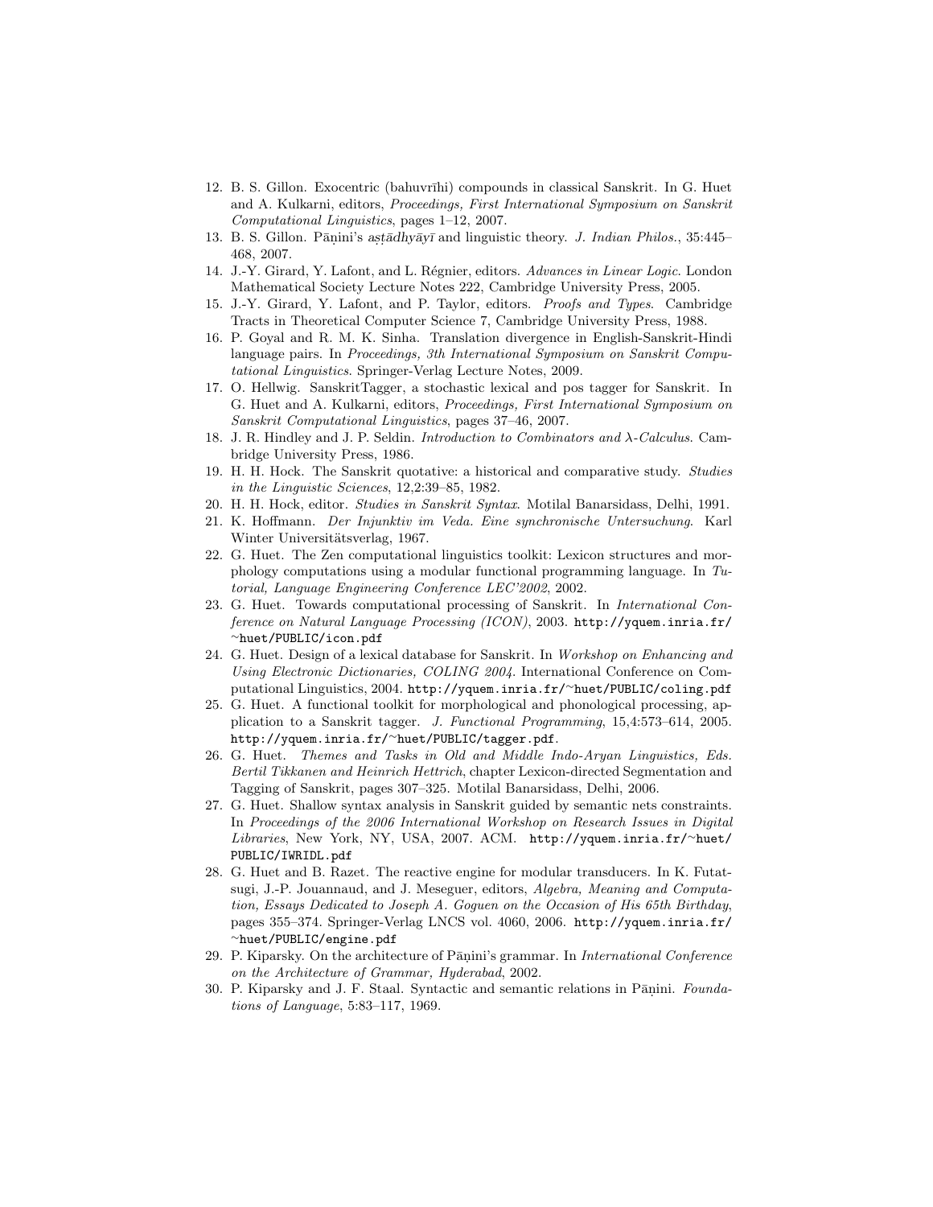12. B. S. Gillon. Exocentric (bahuvrīhi) compounds in classical Sanskrit. In G. Huet and A. Kulkarni, editors, *Proceedings, First International Symposium on Sanskrit Computational Linguistics*, pages 1–12, 2007.
13. B. S. Gillon. Pāṇini's *aṣṭādhyāyī* and linguistic theory. *J. Indian Philos.*, 35:445–468, 2007.
14. J.-Y. Girard, Y. Lafont, and L. Régnier, editors. *Advances in Linear Logic*. London Mathematical Society Lecture Notes 222, Cambridge University Press, 2005.
15. J.-Y. Girard, Y. Lafont, and P. Taylor, editors. *Proofs and Types*. Cambridge Tracts in Theoretical Computer Science 7, Cambridge University Press, 1988.
16. P. Goyal and R. M. K. Sinha. Translation divergence in English-Sanskrit-Hindi language pairs. In *Proceedings, 3th International Symposium on Sanskrit Computational Linguistics*. Springer-Verlag Lecture Notes, 2009.
17. O. Hellwig. SanskritTagger, a stochastic lexical and pos tagger for Sanskrit. In G. Huet and A. Kulkarni, editors, *Proceedings, First International Symposium on Sanskrit Computational Linguistics*, pages 37–46, 2007.
18. J. R. Hindley and J. P. Seldin. *Introduction to Combinators and λ-Calculus*. Cambridge University Press, 1986.
19. H. H. Hock. The Sanskrit quotative: a historical and comparative study. *Studies in the Linguistic Sciences*, 12,2:39–85, 1982.
20. H. H. Hock, editor. *Studies in Sanskrit Syntax*. Motilal Banarsidass, Delhi, 1991.
21. K. Hoffmann. *Der Injunktiv im Veda. Eine synchronische Untersuchung*. Karl Winter Universitätsverlag, 1967.
22. G. Huet. The Zen computational linguistics toolkit: Lexicon structures and morphology computations using a modular functional programming language. In *Tutorial, Language Engineering Conference LEC'2002*, 2002.
23. G. Huet. Towards computational processing of Sanskrit. In *International Conference on Natural Language Processing (ICON)*, 2003. http://yquem.inria.fr/~huet/PUBLIC/icon.pdf
24. G. Huet. Design of a lexical database for Sanskrit. In *Workshop on Enhancing and Using Electronic Dictionaries, COLING 2004*. International Conference on Computational Linguistics, 2004. http://yquem.inria.fr/~huet/PUBLIC/coling.pdf
25. G. Huet. A functional toolkit for morphological and phonological processing, application to a Sanskrit tagger. *J. Functional Programming*, 15,4:573–614, 2005. http://yquem.inria.fr/~huet/PUBLIC/tagger.pdf.
26. G. Huet. *Themes and Tasks in Old and Middle Indo-Aryan Linguistics, Eds. Bertil Tikkanen and Heinrich Hettrich*, chapter Lexicon-directed Segmentation and Tagging of Sanskrit, pages 307–325. Motilal Banarsidass, Delhi, 2006.
27. G. Huet. Shallow syntax analysis in Sanskrit guided by semantic nets constraints. In *Proceedings of the 2006 International Workshop on Research Issues in Digital Libraries*, New York, NY, USA, 2007. ACM. http://yquem.inria.fr/~huet/PUBLIC/IWRIDL.pdf
28. G. Huet and B. Razet. The reactive engine for modular transducers. In K. Futatsugi, J.-P. Jouannaud, and J. Meseguer, editors, *Algebra, Meaning and Computation, Essays Dedicated to Joseph A. Goguen on the Occasion of His 65th Birthday*, pages 355–374. Springer-Verlag LNCS vol. 4060, 2006. http://yquem.inria.fr/~huet/PUBLIC/engine.pdf
29. P. Kiparsky. On the architecture of Pāṇini's grammar. In *International Conference on the Architecture of Grammar, Hyderabad*, 2002.
30. P. Kiparsky and J. F. Staal. Syntactic and semantic relations in Pāṇini. *Foundations of Language*, 5:83–117, 1969.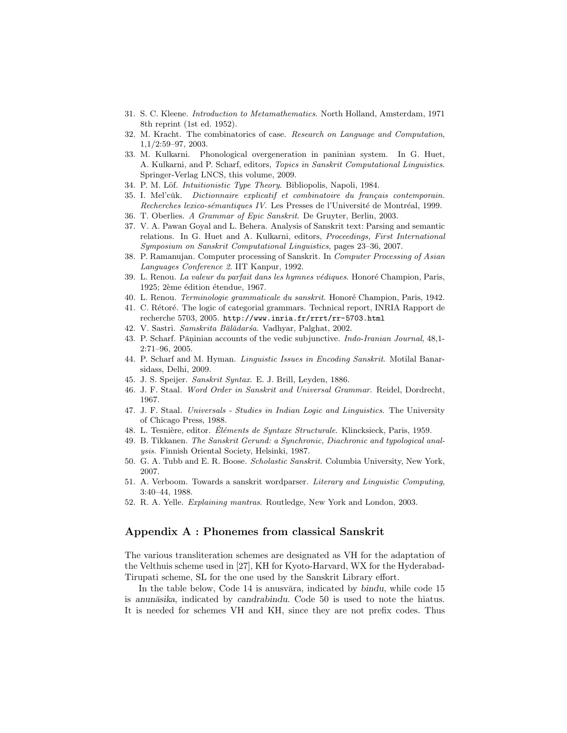31. S. C. Kleene. *Introduction to Metamathematics*. North Holland, Amsterdam, 1971 8th reprint (1st ed. 1952).
32. M. Kracht. The combinatorics of case. *Research on Language and Computation*, 1,1/2:59–97, 2003.
33. M. Kulkarni. Phonological overgeneration in paninian system. In G. Huet, A. Kulkarni, and P. Scharf, editors, *Topics in Sanskrit Computational Linguistics*. Springer-Verlag LNCS, this volume, 2009.
34. P. M. Löf. *Intuitionistic Type Theory*. Bibliopolis, Napoli, 1984.
35. I. Mel'cŭk. *Dictionnaire explicatif et combinatoire du français contemporain. Recherches lexico-sémantiques IV*. Les Presses de l'Université de Montréal, 1999.
36. T. Oberlies. *A Grammar of Epic Sanskrit*. De Gruyter, Berlin, 2003.
37. V. A. Pawan Goyal and L. Behera. Analysis of Sanskrit text: Parsing and semantic relations. In G. Huet and A. Kulkarni, editors, *Proceedings, First International Symposium on Sanskrit Computational Linguistics*, pages 23–36, 2007.
38. P. Ramanujan. Computer processing of Sanskrit. In *Computer Processing of Asian Languages Conference 2*. IIT Kanpur, 1992.
39. L. Renou. *La valeur du parfait dans les hymnes védiques*. Honoré Champion, Paris, 1925; 2ème édition étendue, 1967.
40. L. Renou. *Terminologie grammaticale du sanskrit*. Honoré Champion, Paris, 1942.
41. C. Rétoré. The logic of categorial grammars. Technical report, INRIA Rapport de recherche 5703, 2005. `http://www.inria.fr/rrrt/rr-5703.html`
42. V. Sastri. *Samskrita Bālādarśa*. Vadhyar, Palghat, 2002.
43. P. Scharf. Pāṇinian accounts of the vedic subjunctive. *Indo-Iranian Journal*, 48,1-2:71–96, 2005.
44. P. Scharf and M. Hyman. *Linguistic Issues in Encoding Sanskrit*. Motilal Banarsidass, Delhi, 2009.
45. J. S. Speijer. *Sanskrit Syntax*. E. J. Brill, Leyden, 1886.
46. J. F. Staal. *Word Order in Sanskrit and Universal Grammar*. Reidel, Dordrecht, 1967.
47. J. F. Staal. *Universals - Studies in Indian Logic and Linguistics*. The University of Chicago Press, 1988.
48. L. Tesnière, editor. *Éléments de Syntaxe Structurale*. Klincksieck, Paris, 1959.
49. B. Tikkanen. *The Sanskrit Gerund: a Synchronic, Diachronic and typological analysis*. Finnish Oriental Society, Helsinki, 1987.
50. G. A. Tubb and E. R. Boose. *Scholastic Sanskrit*. Columbia University, New York, 2007.
51. A. Verboom. Towards a sanskrit wordparser. *Literary and Linguistic Computing*, 3:40–44, 1988.
52. R. A. Yelle. *Explaining mantras*. Routledge, New York and London, 2003.

## Appendix A : Phonemes from classical Sanskrit

The various transliteration schemes are designated as VH for the adaptation of the Velthuis scheme used in [27], KH for Kyoto-Harvard, WX for the Hyderabad-Tirupati scheme, SL for the one used by the Sanskrit Library effort.

In the table below, Code 14 is anusvāra, indicated by *bindu*, while code 15 is *anunāsika*, indicated by *candrabindu*. Code 50 is used to note the hiatus. It is needed for schemes VH and KH, since they are not prefix codes. Thus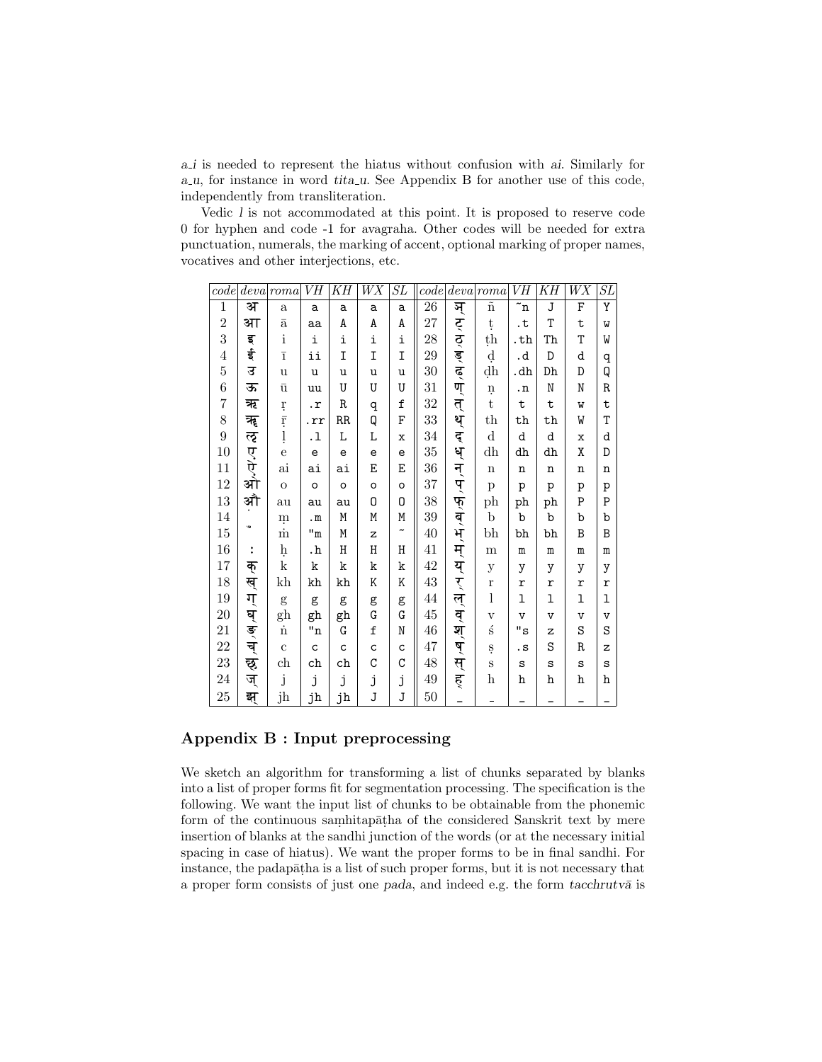*a_i* is needed to represent the hiatus without confusion with *ai*. Similarly for *a_u*, for instance in word *tita_u*. See Appendix B for another use of this code, independently from transliteration.

Vedic *l* is not accommodated at this point. It is proposed to reserve code 0 for hyphen and code -1 for avagraha. Other codes will be needed for extra punctuation, numerals, the marking of accent, optional marking of proper names, vocatives and other interjections, etc.

| *code* | *deva* | *roma* | *VH* | *KH* | *WX* | *SL* | *code* | *deva* | *roma* | *VH* | *KH* | *WX* | *SL* |
|---|---|---|---|---|---|---|---|---|---|---|---|---|---|
| 1 | अ | a | a | a | a | a | 26 | ञ् | ñ | ~n | J | F | Y |
| 2 | आ | ā | aa | A | A | A | 27 | ट् | ṭ | .t | T | t | w |
| 3 | इ | i | i | i | i | i | 28 | ठ् | ṭh | .th | Th | T | W |
| 4 | ई | ī | ii | I | I | I | 29 | ड् | ḍ | .d | D | d | q |
| 5 | उ | u | u | u | u | u | 30 | ढ् | ḍh | .dh | Dh | D | Q |
| 6 | ऊ | ū | uu | U | U | U | 31 | ण् | ṇ | .n | N | N | R |
| 7 | ऋ | ṛ | .r | R | q | f | 32 | त् | t | t | t | w | t |
| 8 | ॠ | ṝ | .rr | RR | Q | F | 33 | थ् | th | th | th | W | T |
| 9 | ऌ | ḷ | .l | L | L | x | 34 | द् | d | d | d | x | d |
| 10 | ए | e | e | e | e | e | 35 | ध् | dh | dh | dh | X | D |
| 11 | ऐ | ai | ai | ai | E | E | 36 | न् | n | n | n | n | n |
| 12 | ओ | o | o | o | o | o | 37 | प् | p | p | p | p | p |
| 13 | औ | au | au | au | O | O | 38 | फ् | ph | ph | ph | P | P |
| 14 | ं | ṃ | .m | M | M | M | 39 | ब् | b | b | b | b | b |
| 15 | ँ | ṁ | "m | M | z | ~ | 40 | भ् | bh | bh | bh | B | B |
| 16 | ः | ḥ | .h | H | H | H | 41 | म् | m | m | m | m | m |
| 17 | क् | k | k | k | k | k | 42 | य् | y | y | y | y | y |
| 18 | ख् | kh | kh | kh | K | K | 43 | र् | r | r | r | r | r |
| 19 | ग् | g | g | g | g | g | 44 | ल् | l | l | l | l | l |
| 20 | घ् | gh | gh | gh | G | G | 45 | व् | v | v | v | v | v |
| 21 | ङ् | ṅ | "n | G | f | N | 46 | श् | ś | "s | z | S | S |
| 22 | च् | c | c | c | c | c | 47 | ष् | ṣ | .s | S | R | z |
| 23 | छ् | ch | ch | ch | C | C | 48 | स् | s | s | s | s | s |
| 24 | ज् | j | j | j | j | j | 49 | ह् | h | h | h | h | h |
| 25 | झ् | jh | jh | jh | J | J | 50 | _ | _ | _ | _ | _ | _ |

## Appendix B : Input preprocessing

We sketch an algorithm for transforming a list of chunks separated by blanks into a list of proper forms fit for segmentation processing. The specification is the following. We want the input list of chunks to be obtainable from the phonemic form of the continuous saṃhitapāṭha of the considered Sanskrit text by mere insertion of blanks at the sandhi junction of the words (or at the necessary initial spacing in case of hiatus). We want the proper forms to be in final sandhi. For instance, the padapāṭha is a list of such proper forms, but it is not necessary that a proper form consists of just one *pada*, and indeed e.g. the form *tacchrutvā* is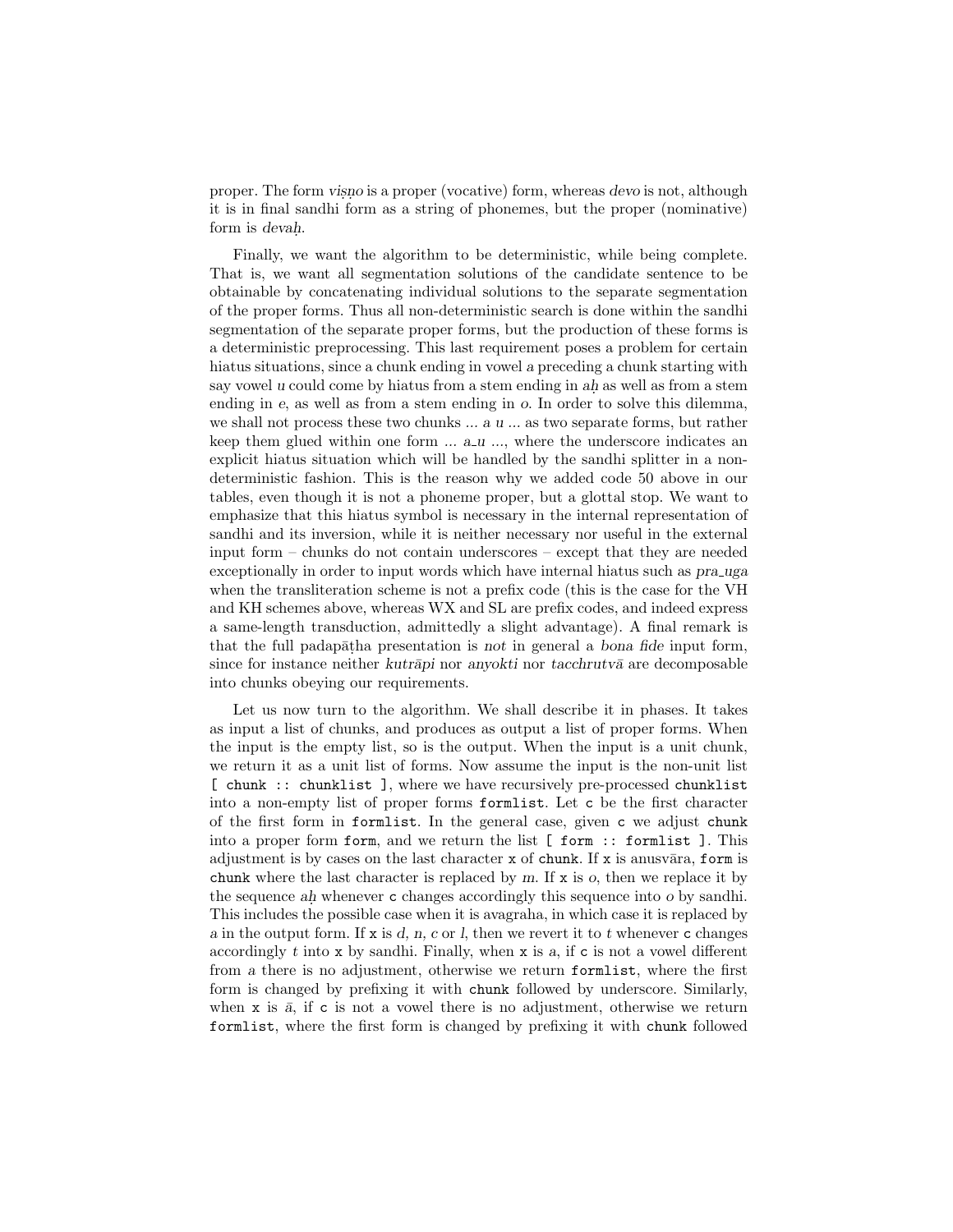proper. The form *viṣṇo* is a proper (vocative) form, whereas *devo* is not, although it is in final sandhi form as a string of phonemes, but the proper (nominative) form is *devaḥ*.

Finally, we want the algorithm to be deterministic, while being complete. That is, we want all segmentation solutions of the candidate sentence to be obtainable by concatenating individual solutions to the separate segmentation of the proper forms. Thus all non-deterministic search is done within the sandhi segmentation of the separate proper forms, but the production of these forms is a deterministic preprocessing. This last requirement poses a problem for certain hiatus situations, since a chunk ending in vowel *a* preceding a chunk starting with say vowel *u* could come by hiatus from a stem ending in *aḥ* as well as from a stem ending in *e*, as well as from a stem ending in *o*. In order to solve this dilemma, we shall not process these two chunks ... *a u* ... as two separate forms, but rather keep them glued within one form ... *a_u* ..., where the underscore indicates an explicit hiatus situation which will be handled by the sandhi splitter in a non-deterministic fashion. This is the reason why we added code 50 above in our tables, even though it is not a phoneme proper, but a glottal stop. We want to emphasize that this hiatus symbol is necessary in the internal representation of sandhi and its inversion, while it is neither necessary nor useful in the external input form – chunks do not contain underscores – except that they are needed exceptionally in order to input words which have internal hiatus such as *pra_uga* when the transliteration scheme is not a prefix code (this is the case for the VH and KH schemes above, whereas WX and SL are prefix codes, and indeed express a same-length transduction, admittedly a slight advantage). A final remark is that the full padapāṭha presentation is *not* in general a *bona fide* input form, since for instance neither *kutrāpi* nor *anyokti* nor *tacchrutvā* are decomposable into chunks obeying our requirements.

Let us now turn to the algorithm. We shall describe it in phases. It takes as input a list of chunks, and produces as output a list of proper forms. When the input is the empty list, so is the output. When the input is a unit chunk, we return it as a unit list of forms. Now assume the input is the non-unit list `[ chunk :: chunklist ]`, where we have recursively pre-processed `chunklist` into a non-empty list of proper forms `formlist`. Let `c` be the first character of the first form in `formlist`. In the general case, given `c` we adjust `chunk` into a proper form `form`, and we return the list `[ form :: formlist ]`. This adjustment is by cases on the last character `x` of `chunk`. If `x` is anusvāra, `form` is `chunk` where the last character is replaced by *m*. If `x` is *o*, then we replace it by the sequence *aḥ* whenever `c` changes accordingly this sequence into *o* by sandhi. This includes the possible case when it is avagraha, in which case it is replaced by *a* in the output form. If `x` is *d*, *n*, *c* or *l*, then we revert it to *t* whenever `c` changes accordingly *t* into `x` by sandhi. Finally, when `x` is *a*, if `c` is not a vowel different from *a* there is no adjustment, otherwise we return `formlist`, where the first form is changed by prefixing it with `chunk` followed by underscore. Similarly, when `x` is *ā*, if `c` is not a vowel there is no adjustment, otherwise we return `formlist`, where the first form is changed by prefixing it with `chunk` followed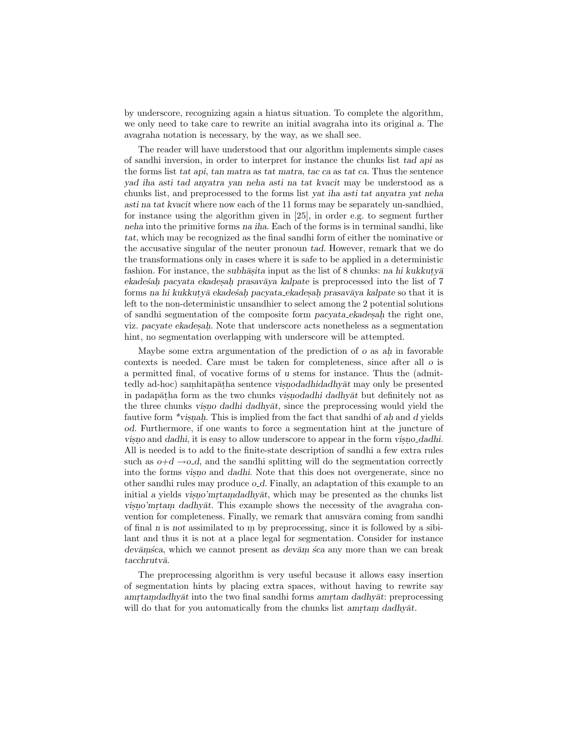by underscore, recognizing again a hiatus situation. To complete the algorithm, we only need to take care to rewrite an initial avagraha into its original *a*. The avagraha notation is necessary, by the way, as we shall see.

The reader will have understood that our algorithm implements simple cases of sandhi inversion, in order to interpret for instance the chunks list *tad api* as the forms list *tat api*, *tan matra* as *tat matra*, *tac ca* as *tat ca*. Thus the sentence *yad iha asti tad anyatra yan neha asti na tat kvacit* may be understood as a chunks list, and preprocessed to the forms list *yat iha asti tat anyatra yat neha asti na tat kvacit* where now each of the 11 forms may be separately un-sandhied, for instance using the algorithm given in [25], in order e.g. to segment further *neha* into the primitive forms *na iha*. Each of the forms is in terminal sandhi, like *tat*, which may be recognized as the final sandhi form of either the nominative or the accusative singular of the neuter pronoun *tad*. However, remark that we do the transformations only in cases where it is safe to be applied in a deterministic fashion. For instance, the *subhāṣita* input as the list of 8 chunks: *na hi kukkuṭyā ekadeśaḥ pacyata ekadeṣaḥ prasavāya kalpate* is preprocessed into the list of 7 forms *na hi kukkuṭyā ekadeśaḥ pacyata_ekadeṣaḥ prasavāya kalpate* so that it is left to the non-deterministic unsandhier to select among the 2 potential solutions of sandhi segmentation of the composite form *pacyata_ekadeṣaḥ* the right one, viz. *pacyate ekadeṣaḥ*. Note that underscore acts nonetheless as a segmentation hint, no segmentation overlapping with underscore will be attempted.

Maybe some extra argumentation of the prediction of *o* as *aḥ* in favorable contexts is needed. Care must be taken for completeness, since after all *o* is a permitted final, of vocative forms of *u* stems for instance. Thus the (admittedly ad-hoc) saṃhitapāṭha sentence *viṣṇodadhidadhyāt* may only be presented in padapāṭha form as the two chunks *viṣṇodadhi dadhyāt* but definitely not as the three chunks *viṣṇo dadhi dadhyāt*, since the preprocessing would yield the fautive form *\*viṣṇaḥ*. This is implied from the fact that sandhi of *aḥ* and *d* yields *od*. Furthermore, if one wants to force a segmentation hint at the juncture of *viṣṇo* and *dadhi*, it is easy to allow underscore to appear in the form *viṣṇo_dadhi*. All is needed is to add to the finite-state description of sandhi a few extra rules such as $o{+}d \rightarrow o\_d$, and the sandhi splitting will do the segmentation correctly into the forms *viṣṇo* and *dadhi*. Note that this does not overgenerate, since no other sandhi rules may produce *o_d*. Finally, an adaptation of this example to an initial *a* yields *viṣṇo'mṛtaṃdadhyāt*, which may be presented as the chunks list *viṣṇo'mṛtaṃ dadhyāt*. This example shows the necessity of the avagraha convention for completeness. Finally, we remark that anusvāra coming from sandhi of final *n* is *not* assimilated to ṃ by preprocessing, since it is followed by a sibilant and thus it is not at a place legal for segmentation. Consider for instance *devāṃśca*, which we cannot present as *devāṃ śca* any more than we can break *tacchrutvā*.

The preprocessing algorithm is very useful because it allows easy insertion of segmentation hints by placing extra spaces, without having to rewrite say *amṛtaṃdadhyāt* into the two final sandhi forms *amṛtam dadhyāt*: preprocessing will do that for you automatically from the chunks list *amṛtaṃ dadhyāt*.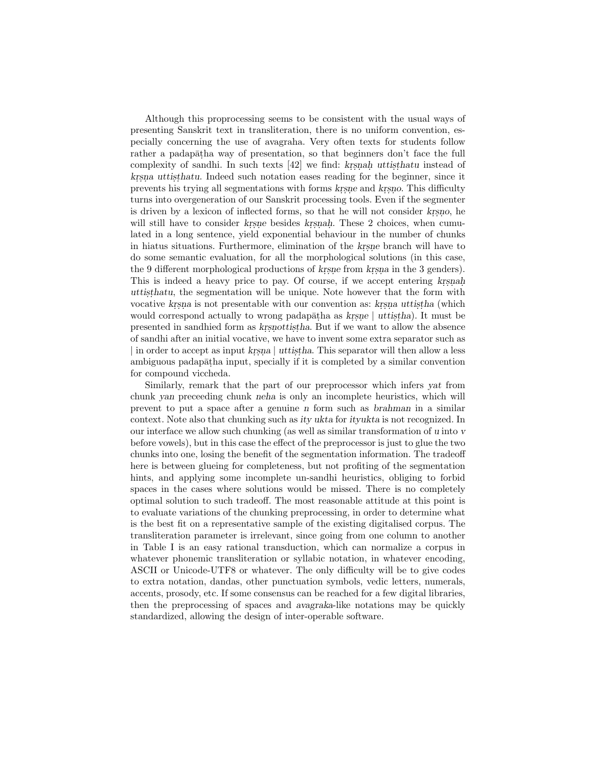Although this proprocessing seems to be consistent with the usual ways of presenting Sanskrit text in transliteration, there is no uniform convention, especially concerning the use of avagraha. Very often texts for students follow rather a padapāṭha way of presentation, so that beginners don't face the full complexity of sandhi. In such texts [42] we find: *kṛṣṇaḥ uttiṣṭhatu* instead of *kṛṣṇa uttiṣṭhatu*. Indeed such notation eases reading for the beginner, since it prevents his trying all segmentations with forms *kṛṣṇe* and *kṛṣṇo*. This difficulty turns into overgeneration of our Sanskrit processing tools. Even if the segmenter is driven by a lexicon of inflected forms, so that he will not consider *kṛṣṇo*, he will still have to consider *kṛṣṇe* besides *kṛṣṇaḥ*. These 2 choices, when cumulated in a long sentence, yield exponential behaviour in the number of chunks in hiatus situations. Furthermore, elimination of the *kṛṣṇe* branch will have to do some semantic evaluation, for all the morphological solutions (in this case, the 9 different morphological productions of *kṛṣṇe* from *kṛṣṇa* in the 3 genders). This is indeed a heavy price to pay. Of course, if we accept entering *kṛṣṇaḥ uttiṣṭhatu*, the segmentation will be unique. Note however that the form with vocative *kṛṣṇa* is not presentable with our convention as: *kṛṣṇa uttiṣṭha* (which would correspond actually to wrong padapāṭha as *kṛṣṇe* | *uttiṣṭha*). It must be presented in sandhied form as *kṛṣṇottiṣṭha*. But if we want to allow the absence of sandhi after an initial vocative, we have to invent some extra separator such as | in order to accept as input *kṛṣṇa* | *uttiṣṭha*. This separator will then allow a less ambiguous padapāṭha input, specially if it is completed by a similar convention for compound viccheda.

Similarly, remark that the part of our preprocessor which infers *yat* from chunk *yan* preceeding chunk *neha* is only an incomplete heuristics, which will prevent to put a space after a genuine *n* form such as *brahman* in a similar context. Note also that chunking such as *ity ukta* for *ityukta* is not recognized. In our interface we allow such chunking (as well as similar transformation of *u* into *v* before vowels), but in this case the effect of the preprocessor is just to glue the two chunks into one, losing the benefit of the segmentation information. The tradeoff here is between glueing for completeness, but not profiting of the segmentation hints, and applying some incomplete un-sandhi heuristics, obliging to forbid spaces in the cases where solutions would be missed. There is no completely optimal solution to such tradeoff. The most reasonable attitude at this point is to evaluate variations of the chunking preprocessing, in order to determine what is the best fit on a representative sample of the existing digitalised corpus. The transliteration parameter is irrelevant, since going from one column to another in Table I is an easy rational transduction, which can normalize a corpus in whatever phonemic transliteration or syllabic notation, in whatever encoding, ASCII or Unicode-UTF8 or whatever. The only difficulty will be to give codes to extra notation, dandas, other punctuation symbols, vedic letters, numerals, accents, prosody, etc. If some consensus can be reached for a few digital libraries, then the preprocessing of spaces and *avagraka*-like notations may be quickly standardized, allowing the design of inter-operable software.